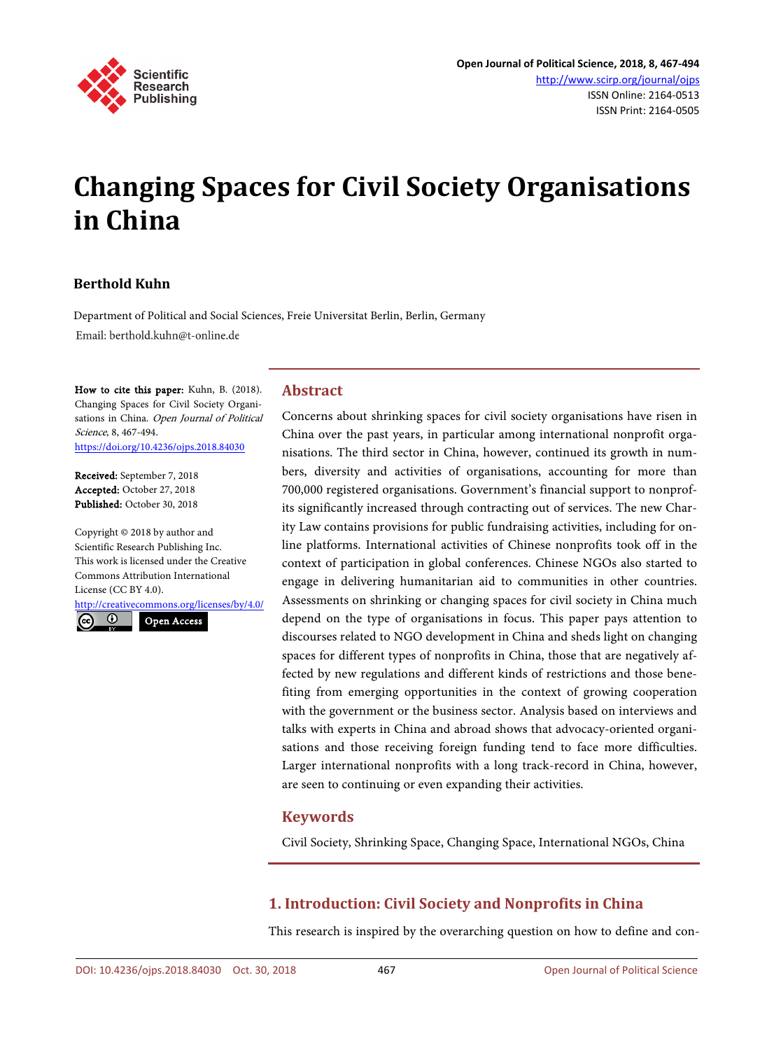# Changing Spaces for Civil Society Organisations in China

**Berthold Kuhn**

Department of Political and Social Sciences, Freie Universitat Berlin, Berlin, Germany
Email: berthold.kuhn@t-online.de

**How to cite this paper:** Kuhn, B. (2018). Changing Spaces for Civil Society Organisations in China. *Open Journal of Political Science*, 8, 467-494.
https://doi.org/10.4236/ojps.2018.84030

**Received:** September 7, 2018
**Accepted:** October 27, 2018
**Published:** October 30, 2018

Copyright © 2018 by author and Scientific Research Publishing Inc.
This work is licensed under the Creative Commons Attribution International License (CC BY 4.0).
http://creativecommons.org/licenses/by/4.0/
Open Access

## Abstract

Concerns about shrinking spaces for civil society organisations have risen in China over the past years, in particular among international nonprofit organisations. The third sector in China, however, continued its growth in numbers, diversity and activities of organisations, accounting for more than 700,000 registered organisations. Government's financial support to nonprofits significantly increased through contracting out of services. The new Charity Law contains provisions for public fundraising activities, including for online platforms. International activities of Chinese nonprofits took off in the context of participation in global conferences. Chinese NGOs also started to engage in delivering humanitarian aid to communities in other countries. Assessments on shrinking or changing spaces for civil society in China much depend on the type of organisations in focus. This paper pays attention to discourses related to NGO development in China and sheds light on changing spaces for different types of nonprofits in China, those that are negatively affected by new regulations and different kinds of restrictions and those benefiting from emerging opportunities in the context of growing cooperation with the government or the business sector. Analysis based on interviews and talks with experts in China and abroad shows that advocacy-oriented organisations and those receiving foreign funding tend to face more difficulties. Larger international nonprofits with a long track-record in China, however, are seen to continuing or even expanding their activities.

## Keywords

Civil Society, Shrinking Space, Changing Space, International NGOs, China

## 1. Introduction: Civil Society and Nonprofits in China

This research is inspired by the overarching question on how to define and con-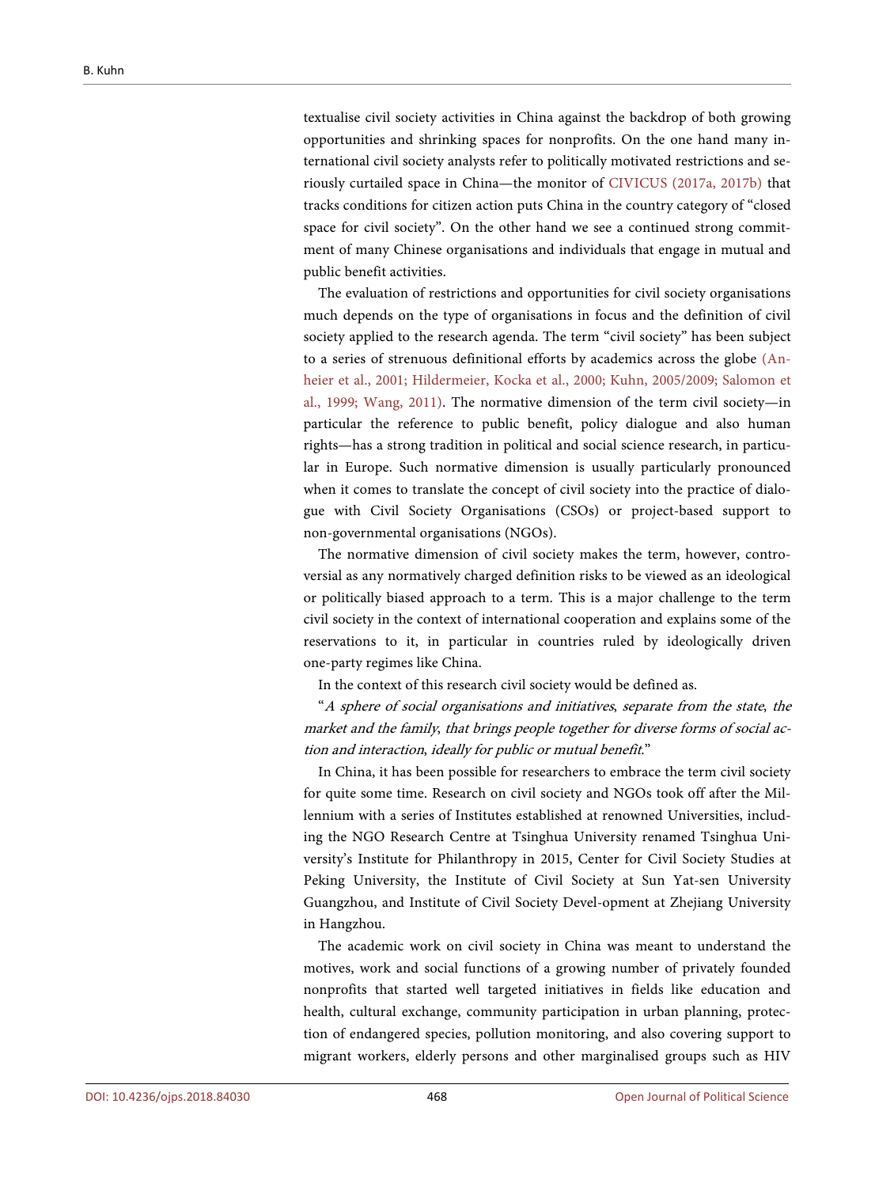textualise civil society activities in China against the backdrop of both growing opportunities and shrinking spaces for nonprofits. On the one hand many international civil society analysts refer to politically motivated restrictions and seriously curtailed space in China—the monitor of CIVICUS (2017a, 2017b) that tracks conditions for citizen action puts China in the country category of "closed space for civil society". On the other hand we see a continued strong commitment of many Chinese organisations and individuals that engage in mutual and public benefit activities.

The evaluation of restrictions and opportunities for civil society organisations much depends on the type of organisations in focus and the definition of civil society applied to the research agenda. The term "civil society" has been subject to a series of strenuous definitional efforts by academics across the globe (Anheier et al., 2001; Hildermeier, Kocka et al., 2000; Kuhn, 2005/2009; Salomon et al., 1999; Wang, 2011). The normative dimension of the term civil society—in particular the reference to public benefit, policy dialogue and also human rights—has a strong tradition in political and social science research, in particular in Europe. Such normative dimension is usually particularly pronounced when it comes to translate the concept of civil society into the practice of dialogue with Civil Society Organisations (CSOs) or project-based support to non-governmental organisations (NGOs).

The normative dimension of civil society makes the term, however, controversial as any normatively charged definition risks to be viewed as an ideological or politically biased approach to a term. This is a major challenge to the term civil society in the context of international cooperation and explains some of the reservations to it, in particular in countries ruled by ideologically driven one-party regimes like China.

In the context of this research civil society would be defined as.

"*A sphere of social organisations and initiatives*, *separate from the state*, *the market and the family*, *that brings people together for diverse forms of social action and interaction*, *ideally for public or mutual benefit*."

In China, it has been possible for researchers to embrace the term civil society for quite some time. Research on civil society and NGOs took off after the Millennium with a series of Institutes established at renowned Universities, including the NGO Research Centre at Tsinghua University renamed Tsinghua University's Institute for Philanthropy in 2015, Center for Civil Society Studies at Peking University, the Institute of Civil Society at Sun Yat-sen University Guangzhou, and Institute of Civil Society Devel-opment at Zhejiang University in Hangzhou.

The academic work on civil society in China was meant to understand the motives, work and social functions of a growing number of privately founded nonprofits that started well targeted initiatives in fields like education and health, cultural exchange, community participation in urban planning, protection of endangered species, pollution monitoring, and also covering support to migrant workers, elderly persons and other marginalised groups such as HIV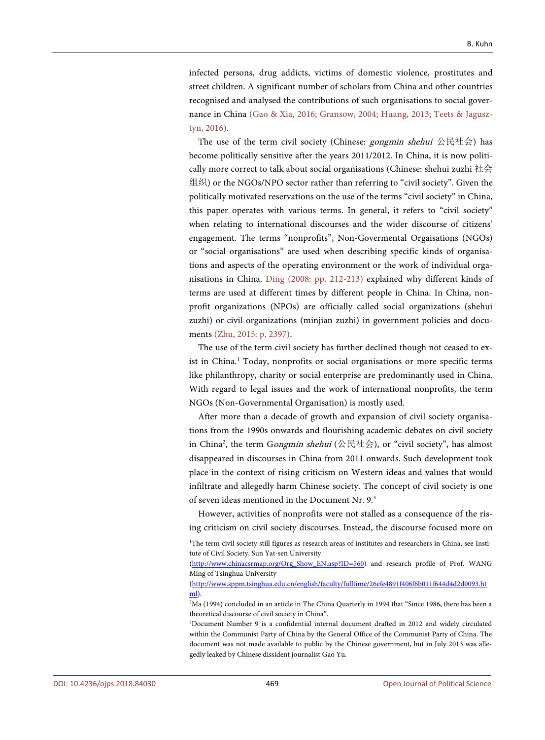infected persons, drug addicts, victims of domestic violence, prostitutes and street children. A significant number of scholars from China and other countries recognised and analysed the contributions of such organisations to social governance in China (Gao & Xia, 2016; Gransow, 2004; Huang, 2013; Teets & Jagusztyn, 2016).

The use of the term civil society (Chinese: *gongmin shehui* 公民社会) has become politically sensitive after the years 2011/2012. In China, it is now politically more correct to talk about social organisations (Chinese: shehui zuzhi 社会组织) or the NGOs/NPO sector rather than referring to "civil society". Given the politically motivated reservations on the use of the terms "civil society" in China, this paper operates with various terms. In general, it refers to "civil society" when relating to international discourses and the wider discourse of citizens' engagement. The terms "nonprofits", Non-Govermental Orgaisations (NGOs) or "social organisations" are used when describing specific kinds of organisations and aspects of the operating environment or the work of individual organisations in China. Ding (2008: pp. 212-213) explained why different kinds of terms are used at different times by different people in China. In China, non-profit organizations (NPOs) are officially called social organizations (shehui zuzhi) or civil organizations (minjian zuzhi) in government policies and documents (Zhu, 2015: p. 2397).

The use of the term civil society has further declined though not ceased to exist in China.[1] Today, nonprofits or social organisations or more specific terms like philanthropy, charity or social enterprise are predominantly used in China. With regard to legal issues and the work of international nonprofits, the term NGOs (Non-Governmental Organisation) is mostly used.

After more than a decade of growth and expansion of civil society organisations from the 1990s onwards and flourishing academic debates on civil society in China[2], the term G*ongmin shehui* (公民社会), or "civil society", has almost disappeared in discourses in China from 2011 onwards. Such development took place in the context of rising criticism on Western ideas and values that would infiltrate and allegedly harm Chinese society. The concept of civil society is one of seven ideas mentioned in the Document Nr. 9.[3]

However, activities of nonprofits were not stalled as a consequence of the rising criticism on civil society discourses. Instead, the discourse focused more on

---

[1]The term civil society still figures as research areas of institutes and researchers in China, see Institute of Civil Society, Sun Yat-sen University (http://www.chinacsrmap.org/Org_Show_EN.asp?ID=560) and research profile of Prof. WANG Ming of Tsinghua University (http://www.sppm.tsinghua.edu.cn/english/faculty/fulltime/26efe4891f406f6b011f644d4d2d0093.html).

[2]Ma (1994) concluded in an article in The China Quarterly in 1994 that "Since 1986, there has been a theoretical discourse of civil society in China".

[3]Document Number 9 is a confidential internal document drafted in 2012 and widely circulated within the Communist Party of China by the General Office of the Communist Party of China. The document was not made available to public by the Chinese government, but in July 2013 was allegedly leaked by Chinese dissident journalist Gao Yu.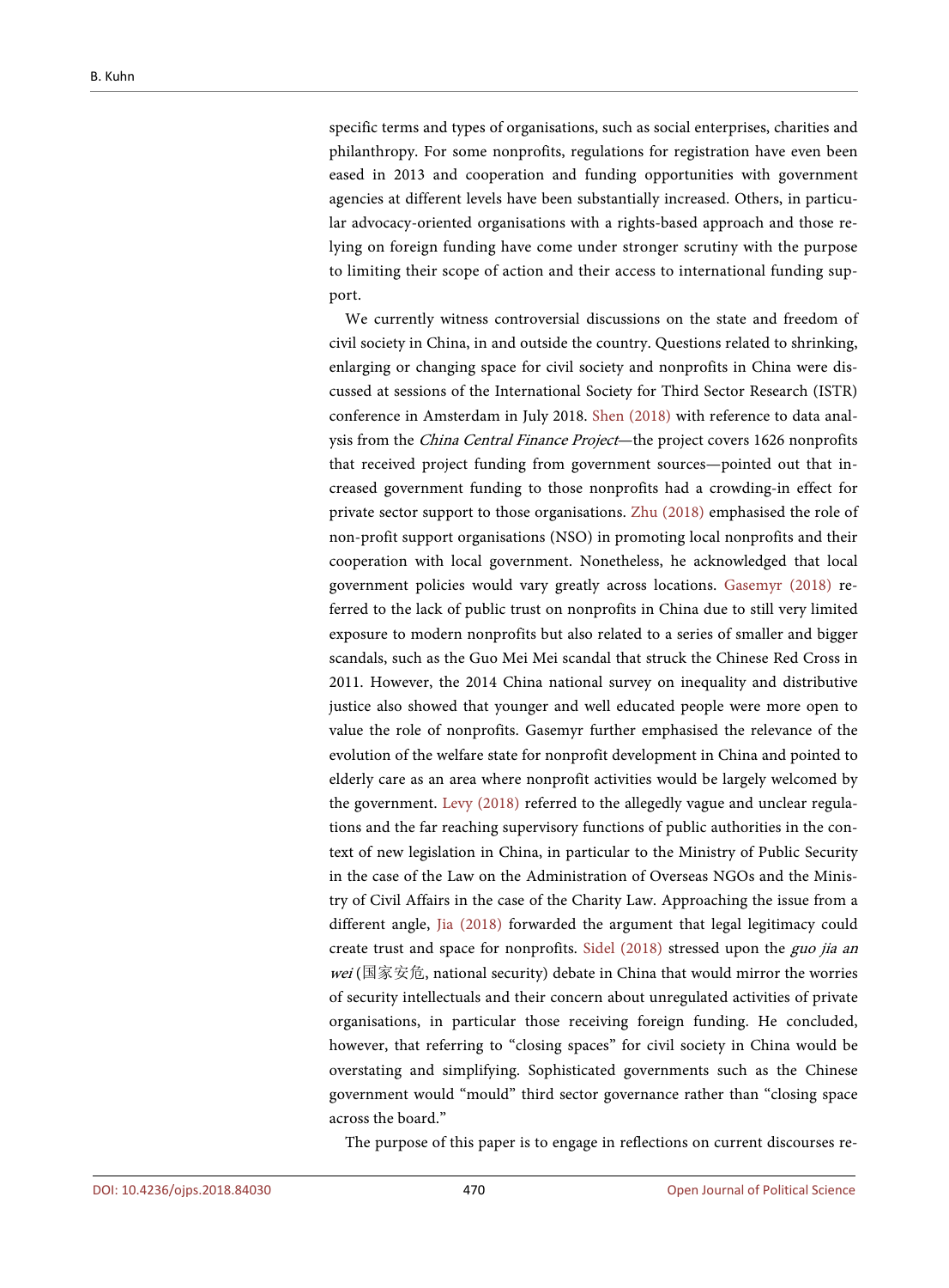specific terms and types of organisations, such as social enterprises, charities and philanthropy. For some nonprofits, regulations for registration have even been eased in 2013 and cooperation and funding opportunities with government agencies at different levels have been substantially increased. Others, in particular advocacy-oriented organisations with a rights-based approach and those relying on foreign funding have come under stronger scrutiny with the purpose to limiting their scope of action and their access to international funding support.

We currently witness controversial discussions on the state and freedom of civil society in China, in and outside the country. Questions related to shrinking, enlarging or changing space for civil society and nonprofits in China were discussed at sessions of the International Society for Third Sector Research (ISTR) conference in Amsterdam in July 2018. Shen (2018) with reference to data analysis from the *China Central Finance Project*—the project covers 1626 nonprofits that received project funding from government sources—pointed out that increased government funding to those nonprofits had a crowding-in effect for private sector support to those organisations. Zhu (2018) emphasised the role of non-profit support organisations (NSO) in promoting local nonprofits and their cooperation with local government. Nonetheless, he acknowledged that local government policies would vary greatly across locations. Gasemyr (2018) referred to the lack of public trust on nonprofits in China due to still very limited exposure to modern nonprofits but also related to a series of smaller and bigger scandals, such as the Guo Mei Mei scandal that struck the Chinese Red Cross in 2011. However, the 2014 China national survey on inequality and distributive justice also showed that younger and well educated people were more open to value the role of nonprofits. Gasemyr further emphasised the relevance of the evolution of the welfare state for nonprofit development in China and pointed to elderly care as an area where nonprofit activities would be largely welcomed by the government. Levy (2018) referred to the allegedly vague and unclear regulations and the far reaching supervisory functions of public authorities in the context of new legislation in China, in particular to the Ministry of Public Security in the case of the Law on the Administration of Overseas NGOs and the Ministry of Civil Affairs in the case of the Charity Law. Approaching the issue from a different angle, Jia (2018) forwarded the argument that legal legitimacy could create trust and space for nonprofits. Sidel (2018) stressed upon the *guo jia an wei* (国家安危, national security) debate in China that would mirror the worries of security intellectuals and their concern about unregulated activities of private organisations, in particular those receiving foreign funding. He concluded, however, that referring to "closing spaces" for civil society in China would be overstating and simplifying. Sophisticated governments such as the Chinese government would "mould" third sector governance rather than "closing space across the board."

The purpose of this paper is to engage in reflections on current discourses re-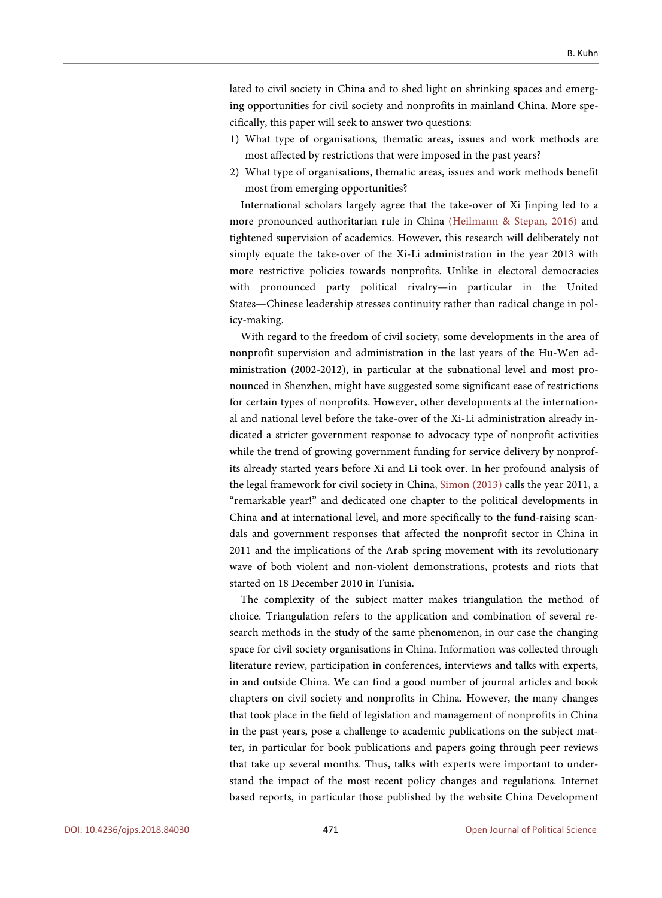lated to civil society in China and to shed light on shrinking spaces and emerging opportunities for civil society and nonprofits in mainland China. More specifically, this paper will seek to answer two questions:

1) What type of organisations, thematic areas, issues and work methods are most affected by restrictions that were imposed in the past years?
2) What type of organisations, thematic areas, issues and work methods benefit most from emerging opportunities?

International scholars largely agree that the take-over of Xi Jinping led to a more pronounced authoritarian rule in China (Heilmann & Stepan, 2016) and tightened supervision of academics. However, this research will deliberately not simply equate the take-over of the Xi-Li administration in the year 2013 with more restrictive policies towards nonprofits. Unlike in electoral democracies with pronounced party political rivalry—in particular in the United States—Chinese leadership stresses continuity rather than radical change in policy-making.

With regard to the freedom of civil society, some developments in the area of nonprofit supervision and administration in the last years of the Hu-Wen administration (2002-2012), in particular at the subnational level and most pronounced in Shenzhen, might have suggested some significant ease of restrictions for certain types of nonprofits. However, other developments at the international and national level before the take-over of the Xi-Li administration already indicated a stricter government response to advocacy type of nonprofit activities while the trend of growing government funding for service delivery by nonprofits already started years before Xi and Li took over. In her profound analysis of the legal framework for civil society in China, Simon (2013) calls the year 2011, a "remarkable year!" and dedicated one chapter to the political developments in China and at international level, and more specifically to the fund-raising scandals and government responses that affected the nonprofit sector in China in 2011 and the implications of the Arab spring movement with its revolutionary wave of both violent and non-violent demonstrations, protests and riots that started on 18 December 2010 in Tunisia.

The complexity of the subject matter makes triangulation the method of choice. Triangulation refers to the application and combination of several research methods in the study of the same phenomenon, in our case the changing space for civil society organisations in China. Information was collected through literature review, participation in conferences, interviews and talks with experts, in and outside China. We can find a good number of journal articles and book chapters on civil society and nonprofits in China. However, the many changes that took place in the field of legislation and management of nonprofits in China in the past years, pose a challenge to academic publications on the subject matter, in particular for book publications and papers going through peer reviews that take up several months. Thus, talks with experts were important to understand the impact of the most recent policy changes and regulations. Internet based reports, in particular those published by the website China Development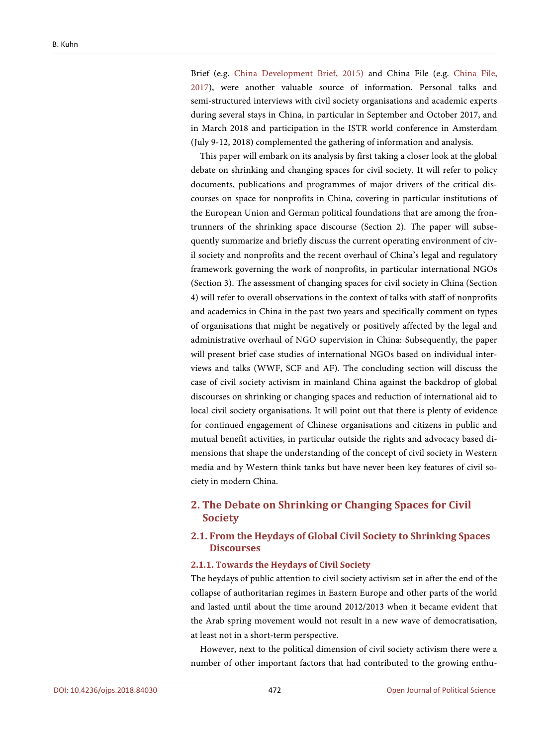Brief (e.g. China Development Brief, 2015) and China File (e.g. China File, 2017), were another valuable source of information. Personal talks and semi-structured interviews with civil society organisations and academic experts during several stays in China, in particular in September and October 2017, and in March 2018 and participation in the ISTR world conference in Amsterdam (July 9-12, 2018) complemented the gathering of information and analysis.

This paper will embark on its analysis by first taking a closer look at the global debate on shrinking and changing spaces for civil society. It will refer to policy documents, publications and programmes of major drivers of the critical discourses on space for nonprofits in China, covering in particular institutions of the European Union and German political foundations that are among the frontrunners of the shrinking space discourse (Section 2). The paper will subsequently summarize and briefly discuss the current operating environment of civil society and nonprofits and the recent overhaul of China's legal and regulatory framework governing the work of nonprofits, in particular international NGOs (Section 3). The assessment of changing spaces for civil society in China (Section 4) will refer to overall observations in the context of talks with staff of nonprofits and academics in China in the past two years and specifically comment on types of organisations that might be negatively or positively affected by the legal and administrative overhaul of NGO supervision in China: Subsequently, the paper will present brief case studies of international NGOs based on individual interviews and talks (WWF, SCF and AF). The concluding section will discuss the case of civil society activism in mainland China against the backdrop of global discourses on shrinking or changing spaces and reduction of international aid to local civil society organisations. It will point out that there is plenty of evidence for continued engagement of Chinese organisations and citizens in public and mutual benefit activities, in particular outside the rights and advocacy based dimensions that shape the understanding of the concept of civil society in Western media and by Western think tanks but have never been key features of civil society in modern China.

## 2. The Debate on Shrinking or Changing Spaces for Civil Society

### 2.1. From the Heydays of Global Civil Society to Shrinking Spaces Discourses

#### 2.1.1. Towards the Heydays of Civil Society

The heydays of public attention to civil society activism set in after the end of the collapse of authoritarian regimes in Eastern Europe and other parts of the world and lasted until about the time around 2012/2013 when it became evident that the Arab spring movement would not result in a new wave of democratisation, at least not in a short-term perspective.

However, next to the political dimension of civil society activism there were a number of other important factors that had contributed to the growing enthu-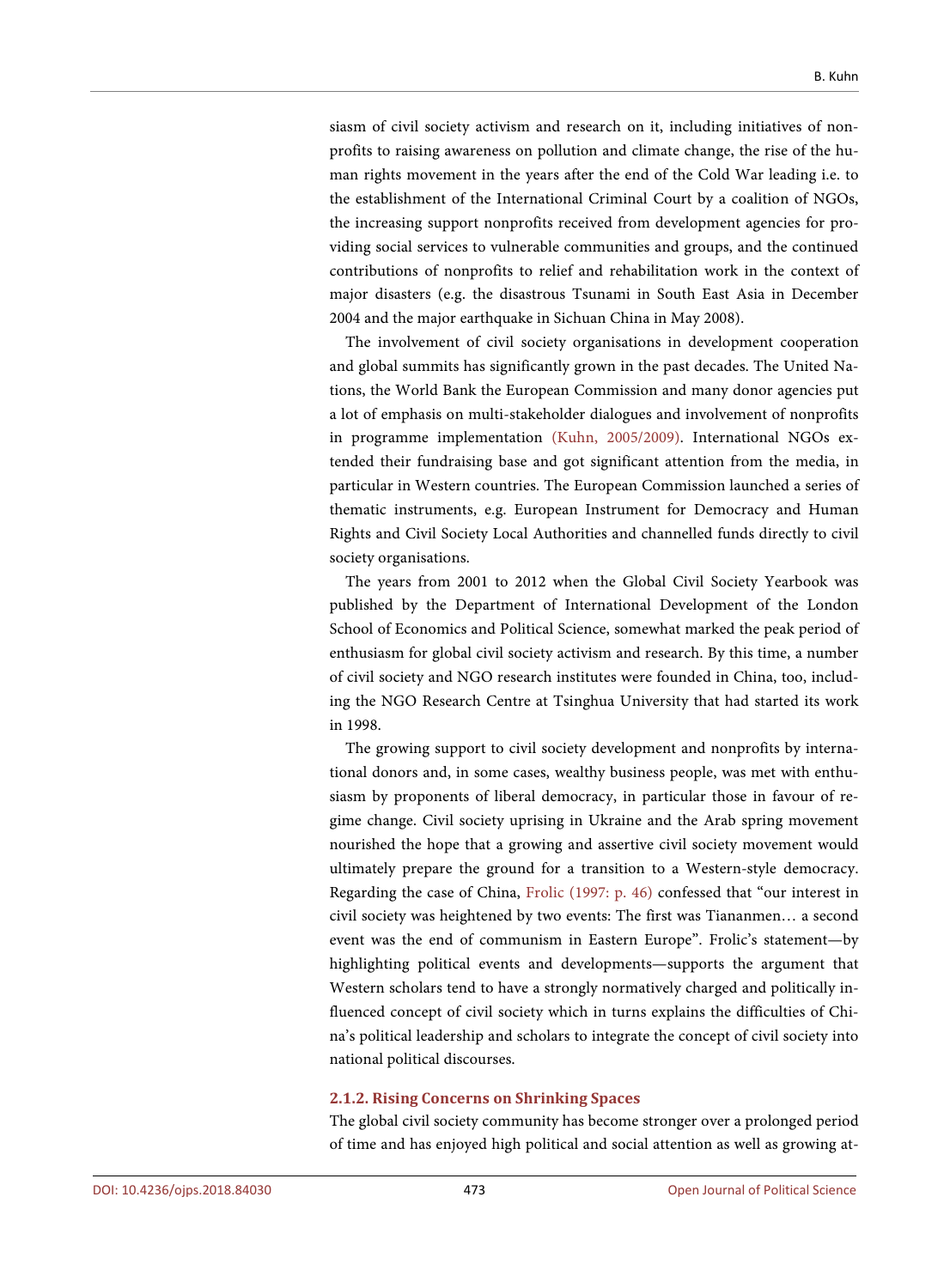siasm of civil society activism and research on it, including initiatives of nonprofits to raising awareness on pollution and climate change, the rise of the human rights movement in the years after the end of the Cold War leading i.e. to the establishment of the International Criminal Court by a coalition of NGOs, the increasing support nonprofits received from development agencies for providing social services to vulnerable communities and groups, and the continued contributions of nonprofits to relief and rehabilitation work in the context of major disasters (e.g. the disastrous Tsunami in South East Asia in December 2004 and the major earthquake in Sichuan China in May 2008).

The involvement of civil society organisations in development cooperation and global summits has significantly grown in the past decades. The United Nations, the World Bank the European Commission and many donor agencies put a lot of emphasis on multi-stakeholder dialogues and involvement of nonprofits in programme implementation (Kuhn, 2005/2009). International NGOs extended their fundraising base and got significant attention from the media, in particular in Western countries. The European Commission launched a series of thematic instruments, e.g. European Instrument for Democracy and Human Rights and Civil Society Local Authorities and channelled funds directly to civil society organisations.

The years from 2001 to 2012 when the Global Civil Society Yearbook was published by the Department of International Development of the London School of Economics and Political Science, somewhat marked the peak period of enthusiasm for global civil society activism and research. By this time, a number of civil society and NGO research institutes were founded in China, too, including the NGO Research Centre at Tsinghua University that had started its work in 1998.

The growing support to civil society development and nonprofits by international donors and, in some cases, wealthy business people, was met with enthusiasm by proponents of liberal democracy, in particular those in favour of regime change. Civil society uprising in Ukraine and the Arab spring movement nourished the hope that a growing and assertive civil society movement would ultimately prepare the ground for a transition to a Western-style democracy. Regarding the case of China, Frolic (1997: p. 46) confessed that "our interest in civil society was heightened by two events: The first was Tiananmen… a second event was the end of communism in Eastern Europe". Frolic's statement—by highlighting political events and developments—supports the argument that Western scholars tend to have a strongly normatively charged and politically influenced concept of civil society which in turns explains the difficulties of China's political leadership and scholars to integrate the concept of civil society into national political discourses.

### 2.1.2. Rising Concerns on Shrinking Spaces

The global civil society community has become stronger over a prolonged period of time and has enjoyed high political and social attention as well as growing at-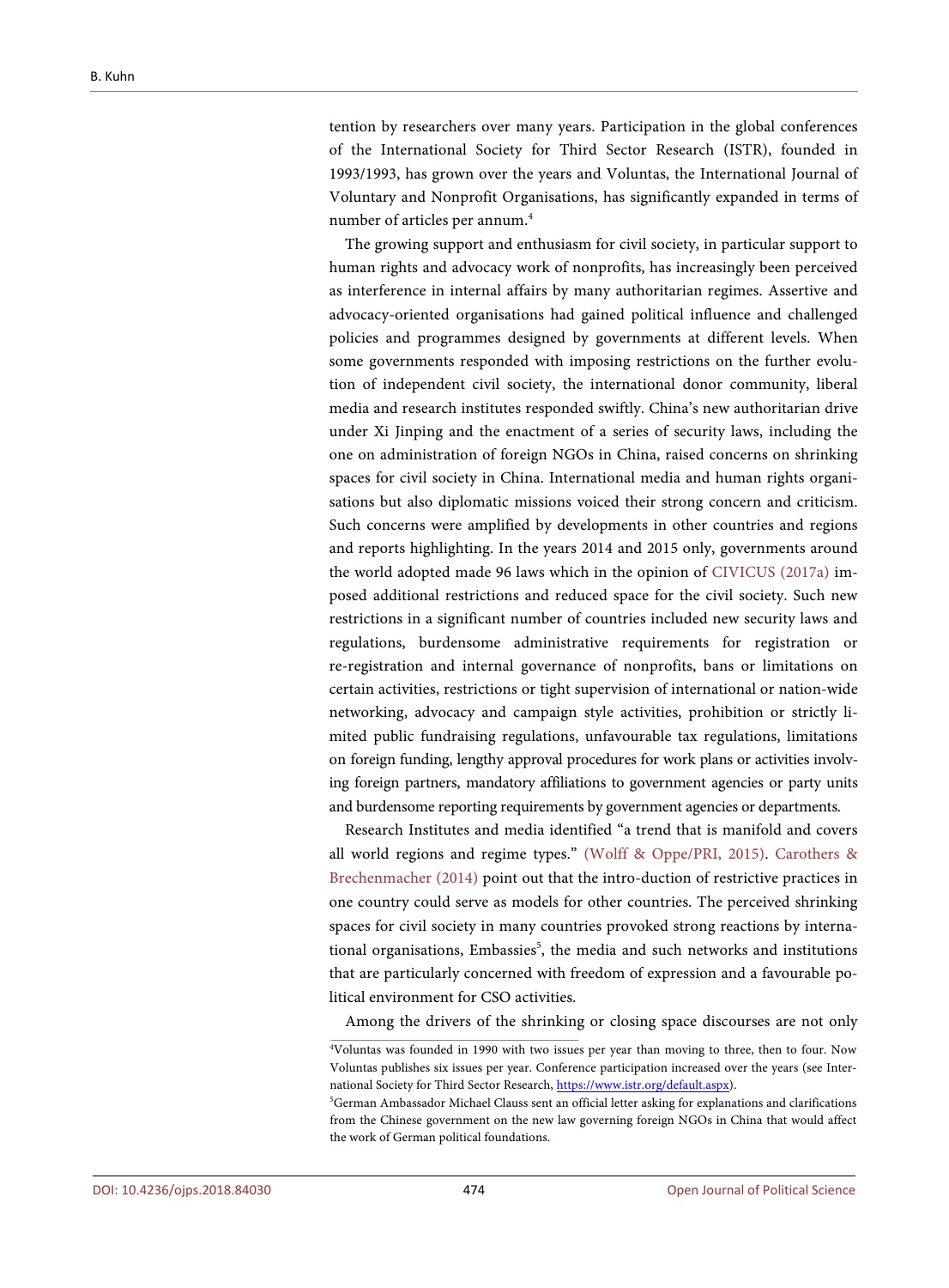tention by researchers over many years. Participation in the global conferences of the International Society for Third Sector Research (ISTR), founded in 1993/1993, has grown over the years and Voluntas, the International Journal of Voluntary and Nonprofit Organisations, has significantly expanded in terms of number of articles per annum.[4]

The growing support and enthusiasm for civil society, in particular support to human rights and advocacy work of nonprofits, has increasingly been perceived as interference in internal affairs by many authoritarian regimes. Assertive and advocacy-oriented organisations had gained political influence and challenged policies and programmes designed by governments at different levels. When some governments responded with imposing restrictions on the further evolution of independent civil society, the international donor community, liberal media and research institutes responded swiftly. China's new authoritarian drive under Xi Jinping and the enactment of a series of security laws, including the one on administration of foreign NGOs in China, raised concerns on shrinking spaces for civil society in China. International media and human rights organisations but also diplomatic missions voiced their strong concern and criticism. Such concerns were amplified by developments in other countries and regions and reports highlighting. In the years 2014 and 2015 only, governments around the world adopted made 96 laws which in the opinion of CIVICUS (2017a) imposed additional restrictions and reduced space for the civil society. Such new restrictions in a significant number of countries included new security laws and regulations, burdensome administrative requirements for registration or re-registration and internal governance of nonprofits, bans or limitations on certain activities, restrictions or tight supervision of international or nation-wide networking, advocacy and campaign style activities, prohibition or strictly limited public fundraising regulations, unfavourable tax regulations, limitations on foreign funding, lengthy approval procedures for work plans or activities involving foreign partners, mandatory affiliations to government agencies or party units and burdensome reporting requirements by government agencies or departments.

Research Institutes and media identified "a trend that is manifold and covers all world regions and regime types." (Wolff & Oppe/PRI, 2015). Carothers & Brechenmacher (2014) point out that the intro-duction of restrictive practices in one country could serve as models for other countries. The perceived shrinking spaces for civil society in many countries provoked strong reactions by international organisations, Embassies[5], the media and such networks and institutions that are particularly concerned with freedom of expression and a favourable political environment for CSO activities.

Among the drivers of the shrinking or closing space discourses are not only

[4]Voluntas was founded in 1990 with two issues per year than moving to three, then to four. Now Voluntas publishes six issues per year. Conference participation increased over the years (see International Society for Third Sector Research, https://www.istr.org/default.aspx).

[5]German Ambassador Michael Clauss sent an official letter asking for explanations and clarifications from the Chinese government on the new law governing foreign NGOs in China that would affect the work of German political foundations.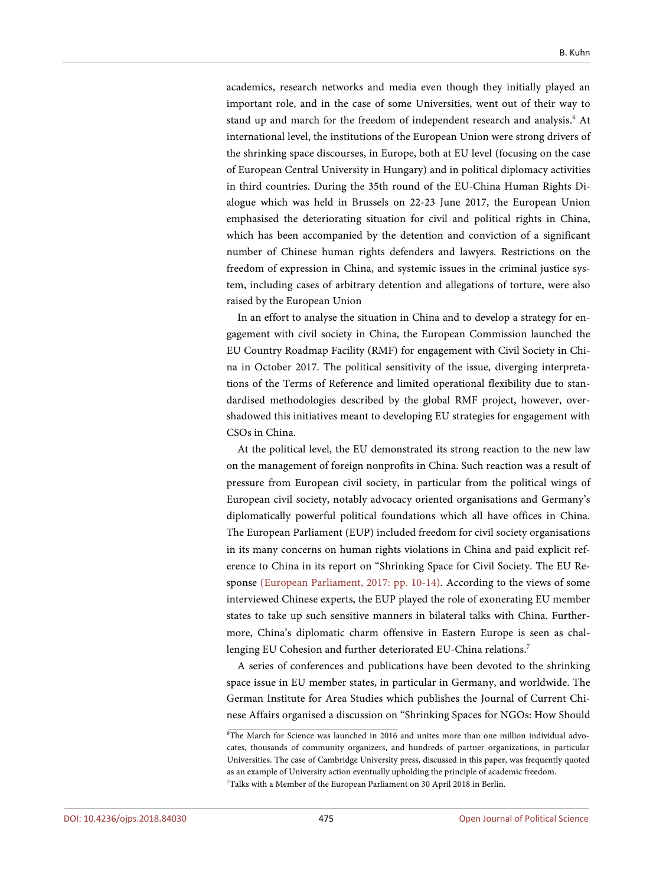academics, research networks and media even though they initially played an important role, and in the case of some Universities, went out of their way to stand up and march for the freedom of independent research and analysis.[6] At international level, the institutions of the European Union were strong drivers of the shrinking space discourses, in Europe, both at EU level (focusing on the case of European Central University in Hungary) and in political diplomacy activities in third countries. During the 35th round of the EU-China Human Rights Dialogue which was held in Brussels on 22-23 June 2017, the European Union emphasised the deteriorating situation for civil and political rights in China, which has been accompanied by the detention and conviction of a significant number of Chinese human rights defenders and lawyers. Restrictions on the freedom of expression in China, and systemic issues in the criminal justice system, including cases of arbitrary detention and allegations of torture, were also raised by the European Union

In an effort to analyse the situation in China and to develop a strategy for engagement with civil society in China, the European Commission launched the EU Country Roadmap Facility (RMF) for engagement with Civil Society in China in October 2017. The political sensitivity of the issue, diverging interpretations of the Terms of Reference and limited operational flexibility due to standardised methodologies described by the global RMF project, however, overshadowed this initiatives meant to developing EU strategies for engagement with CSOs in China.

At the political level, the EU demonstrated its strong reaction to the new law on the management of foreign nonprofits in China. Such reaction was a result of pressure from European civil society, in particular from the political wings of European civil society, notably advocacy oriented organisations and Germany's diplomatically powerful political foundations which all have offices in China. The European Parliament (EUP) included freedom for civil society organisations in its many concerns on human rights violations in China and paid explicit reference to China in its report on "Shrinking Space for Civil Society. The EU Response (European Parliament, 2017: pp. 10-14). According to the views of some interviewed Chinese experts, the EUP played the role of exonerating EU member states to take up such sensitive manners in bilateral talks with China. Furthermore, China's diplomatic charm offensive in Eastern Europe is seen as challenging EU Cohesion and further deteriorated EU-China relations.[7]

A series of conferences and publications have been devoted to the shrinking space issue in EU member states, in particular in Germany, and worldwide. The German Institute for Area Studies which publishes the Journal of Current Chinese Affairs organised a discussion on "Shrinking Spaces for NGOs: How Should

---

[6] The March for Science was launched in 2016 and unites more than one million individual advocates, thousands of community organizers, and hundreds of partner organizations, in particular Universities. The case of Cambridge University press, discussed in this paper, was frequently quoted as an example of University action eventually upholding the principle of academic freedom.

[7] Talks with a Member of the European Parliament on 30 April 2018 in Berlin.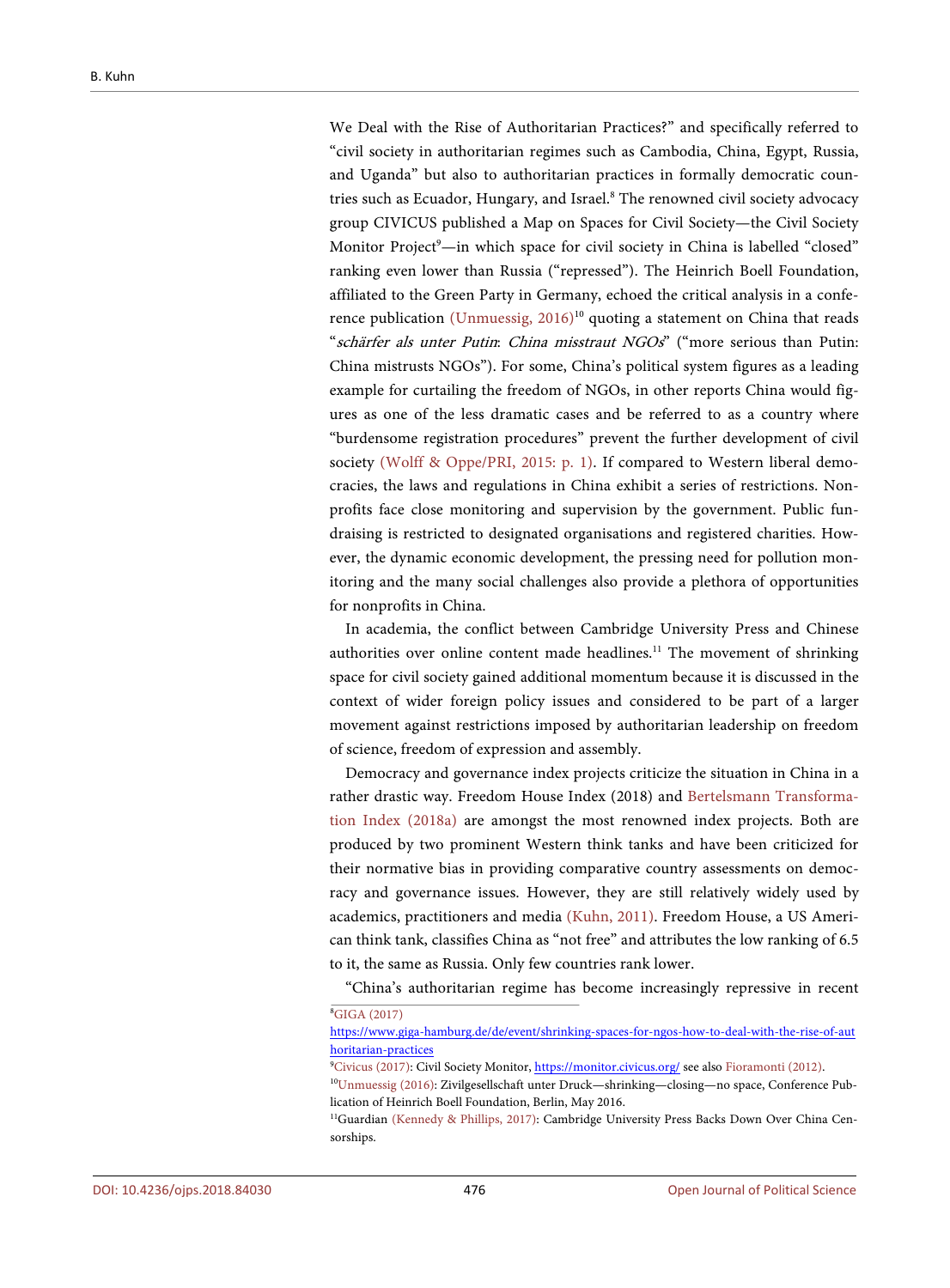We Deal with the Rise of Authoritarian Practices?" and specifically referred to "civil society in authoritarian regimes such as Cambodia, China, Egypt, Russia, and Uganda" but also to authoritarian practices in formally democratic countries such as Ecuador, Hungary, and Israel.[8] The renowned civil society advocacy group CIVICUS published a Map on Spaces for Civil Society—the Civil Society Monitor Project[9]—in which space for civil society in China is labelled "closed" ranking even lower than Russia ("repressed"). The Heinrich Boell Foundation, affiliated to the Green Party in Germany, echoed the critical analysis in a conference publication (Unmuessig, 2016)[10] quoting a statement on China that reads "*schärfer als unter Putin*: *China misstraut NGOs*" ("more serious than Putin: China mistrusts NGOs"). For some, China's political system figures as a leading example for curtailing the freedom of NGOs, in other reports China would figures as one of the less dramatic cases and be referred to as a country where "burdensome registration procedures" prevent the further development of civil society (Wolff & Oppe/PRI, 2015: p. 1). If compared to Western liberal democracies, the laws and regulations in China exhibit a series of restrictions. Nonprofits face close monitoring and supervision by the government. Public fundraising is restricted to designated organisations and registered charities. However, the dynamic economic development, the pressing need for pollution monitoring and the many social challenges also provide a plethora of opportunities for nonprofits in China.

In academia, the conflict between Cambridge University Press and Chinese authorities over online content made headlines.[11] The movement of shrinking space for civil society gained additional momentum because it is discussed in the context of wider foreign policy issues and considered to be part of a larger movement against restrictions imposed by authoritarian leadership on freedom of science, freedom of expression and assembly.

Democracy and governance index projects criticize the situation in China in a rather drastic way. Freedom House Index (2018) and Bertelsmann Transformation Index (2018a) are amongst the most renowned index projects. Both are produced by two prominent Western think tanks and have been criticized for their normative bias in providing comparative country assessments on democracy and governance issues. However, they are still relatively widely used by academics, practitioners and media (Kuhn, 2011). Freedom House, a US American think tank, classifies China as "not free" and attributes the low ranking of 6.5 to it, the same as Russia. Only few countries rank lower.

"China's authoritarian regime has become increasingly repressive in recent

---

[8] GIGA (2017) https://www.giga-hamburg.de/de/event/shrinking-spaces-for-ngos-how-to-deal-with-the-rise-of-authoritarian-practices

[9] Civicus (2017): Civil Society Monitor, https://monitor.civicus.org/ see also Fioramonti (2012).

[10] Unmuessig (2016): Zivilgesellschaft unter Druck—shrinking—closing—no space, Conference Publication of Heinrich Boell Foundation, Berlin, May 2016.

[11] Guardian (Kennedy & Phillips, 2017): Cambridge University Press Backs Down Over China Censorships.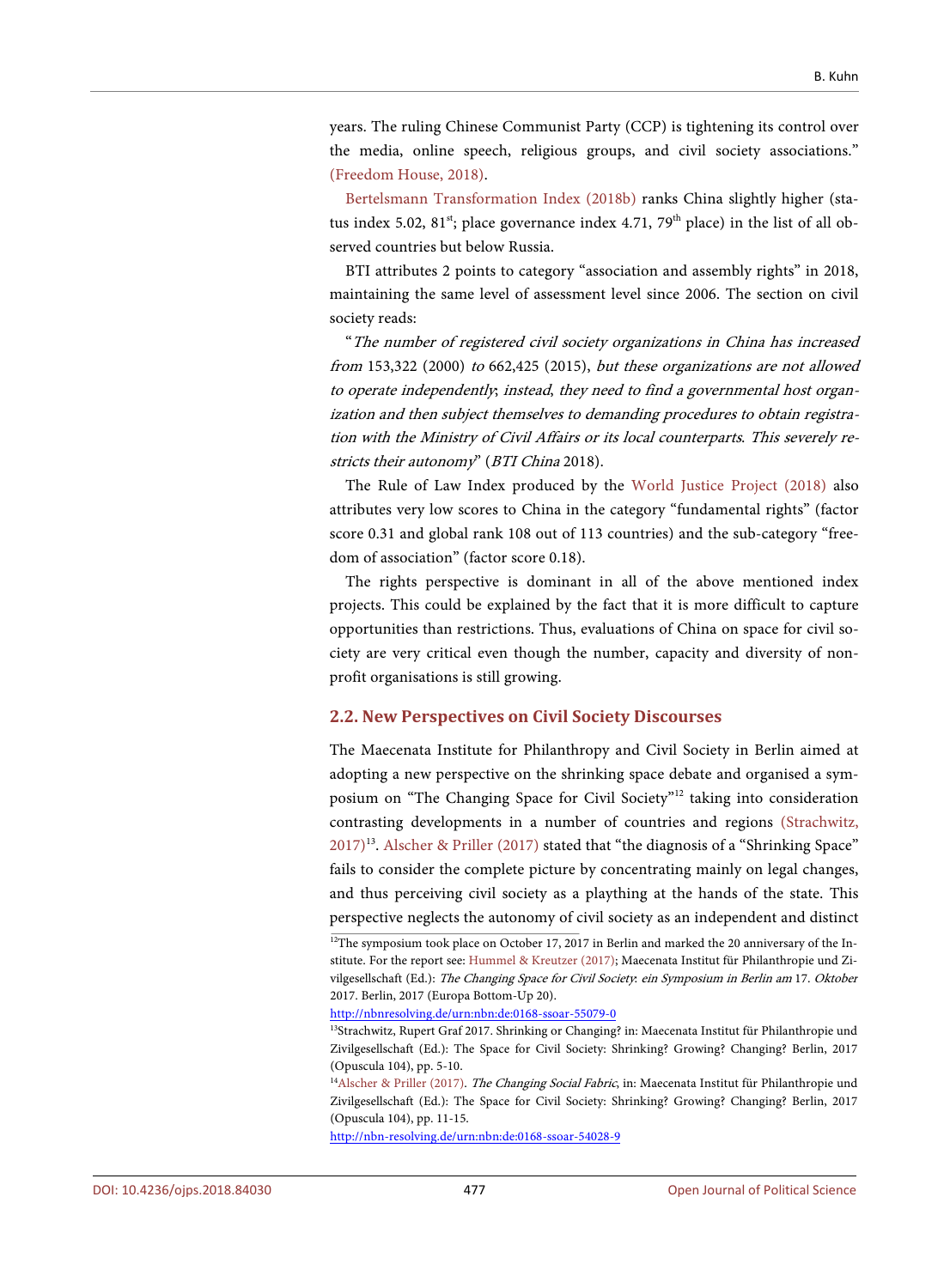years. The ruling Chinese Communist Party (CCP) is tightening its control over the media, online speech, religious groups, and civil society associations." (Freedom House, 2018).

Bertelsmann Transformation Index (2018b) ranks China slightly higher (status index 5.02, 81st; place governance index 4.71, 79th place) in the list of all observed countries but below Russia.

BTI attributes 2 points to category "association and assembly rights" in 2018, maintaining the same level of assessment level since 2006. The section on civil society reads:

"*The number of registered civil society organizations in China has increased from* 153,322 (2000) *to* 662,425 (2015), *but these organizations are not allowed to operate independently*; *instead, they need to find a governmental host organization and then subject themselves to demanding procedures to obtain registration with the Ministry of Civil Affairs or its local counterparts*. *This severely restricts their autonomy*" (*BTI China* 2018).

The Rule of Law Index produced by the World Justice Project (2018) also attributes very low scores to China in the category "fundamental rights" (factor score 0.31 and global rank 108 out of 113 countries) and the sub-category "freedom of association" (factor score 0.18).

The rights perspective is dominant in all of the above mentioned index projects. This could be explained by the fact that it is more difficult to capture opportunities than restrictions. Thus, evaluations of China on space for civil society are very critical even though the number, capacity and diversity of non-profit organisations is still growing.

## 2.2. New Perspectives on Civil Society Discourses

The Maecenata Institute for Philanthropy and Civil Society in Berlin aimed at adopting a new perspective on the shrinking space debate and organised a symposium on "The Changing Space for Civil Society"[12] taking into consideration contrasting developments in a number of countries and regions (Strachwitz, 2017)[13]. Alscher & Priller (2017) stated that "the diagnosis of a "Shrinking Space" fails to consider the complete picture by concentrating mainly on legal changes, and thus perceiving civil society as a plaything at the hands of the state. This perspective neglects the autonomy of civil society as an independent and distinct

[12]The symposium took place on October 17, 2017 in Berlin and marked the 20 anniversary of the Institute. For the report see: Hummel & Kreutzer (2017); Maecenata Institut für Philanthropie und Zivilgesellschaft (Ed.): *The Changing Space for Civil Society*: *ein Symposium in Berlin am* 17. *Oktober* 2017. Berlin, 2017 (Europa Bottom-Up 20).
http://nbnresolving.de/urn:nbn:de:0168-ssoar-55079-0

[13]Strachwitz, Rupert Graf 2017. Shrinking or Changing? in: Maecenata Institut für Philanthropie und Zivilgesellschaft (Ed.): The Space for Civil Society: Shrinking? Growing? Changing? Berlin, 2017 (Opuscula 104), pp. 5-10.

[14]Alscher & Priller (2017). *The Changing Social Fabric*, in: Maecenata Institut für Philanthropie und Zivilgesellschaft (Ed.): The Space for Civil Society: Shrinking? Growing? Changing? Berlin, 2017 (Opuscula 104), pp. 11-15.
http://nbn-resolving.de/urn:nbn:de:0168-ssoar-54028-9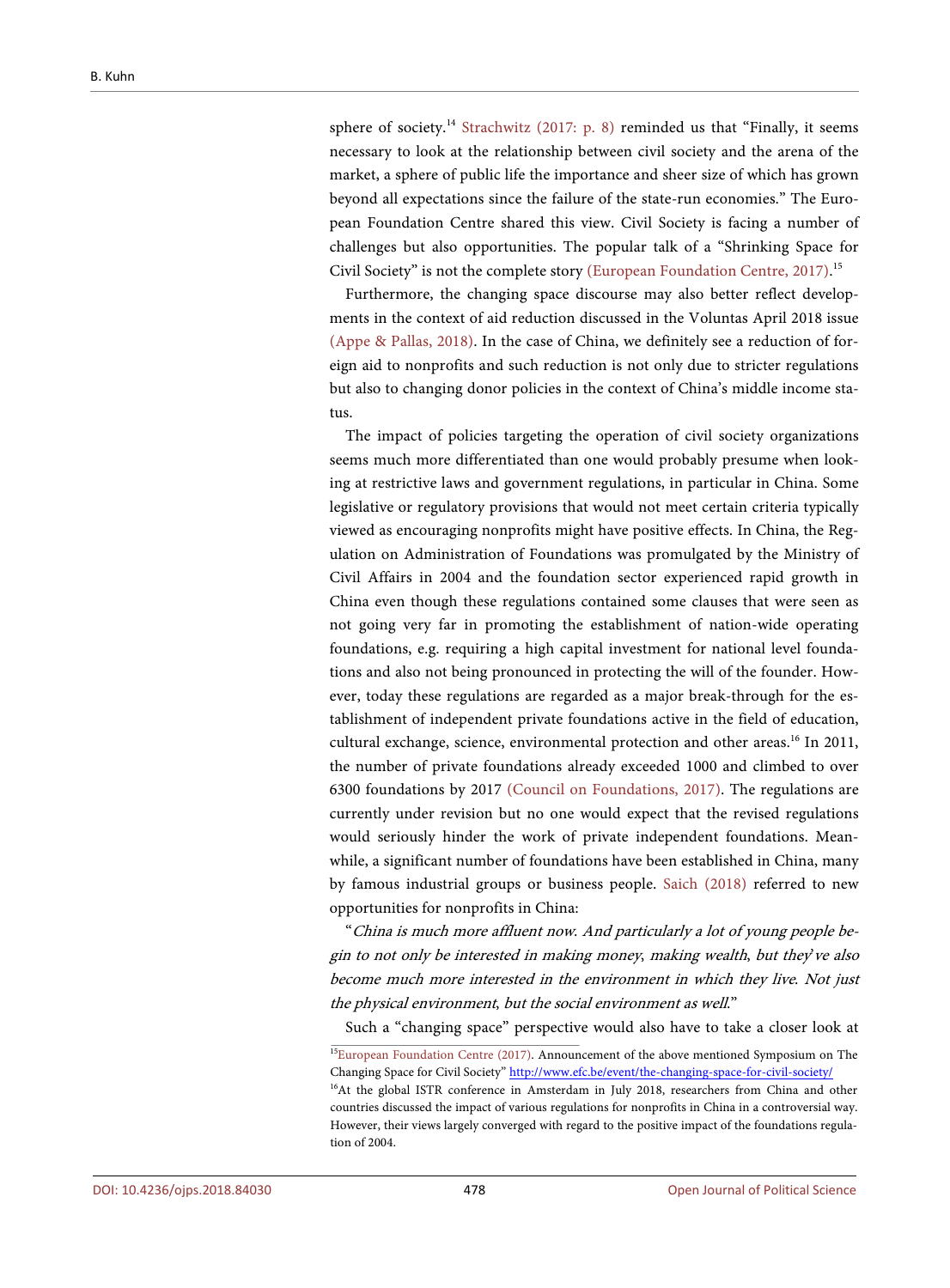sphere of society.[14] Strachwitz (2017: p. 8) reminded us that "Finally, it seems necessary to look at the relationship between civil society and the arena of the market, a sphere of public life the importance and sheer size of which has grown beyond all expectations since the failure of the state-run economies." The European Foundation Centre shared this view. Civil Society is facing a number of challenges but also opportunities. The popular talk of a "Shrinking Space for Civil Society" is not the complete story (European Foundation Centre, 2017).[15]

Furthermore, the changing space discourse may also better reflect developments in the context of aid reduction discussed in the Voluntas April 2018 issue (Appe & Pallas, 2018). In the case of China, we definitely see a reduction of foreign aid to nonprofits and such reduction is not only due to stricter regulations but also to changing donor policies in the context of China's middle income status.

The impact of policies targeting the operation of civil society organizations seems much more differentiated than one would probably presume when looking at restrictive laws and government regulations, in particular in China. Some legislative or regulatory provisions that would not meet certain criteria typically viewed as encouraging nonprofits might have positive effects. In China, the Regulation on Administration of Foundations was promulgated by the Ministry of Civil Affairs in 2004 and the foundation sector experienced rapid growth in China even though these regulations contained some clauses that were seen as not going very far in promoting the establishment of nation-wide operating foundations, e.g. requiring a high capital investment for national level foundations and also not being pronounced in protecting the will of the founder. However, today these regulations are regarded as a major break-through for the establishment of independent private foundations active in the field of education, cultural exchange, science, environmental protection and other areas.[16] In 2011, the number of private foundations already exceeded 1000 and climbed to over 6300 foundations by 2017 (Council on Foundations, 2017). The regulations are currently under revision but no one would expect that the revised regulations would seriously hinder the work of private independent foundations. Meanwhile, a significant number of foundations have been established in China, many by famous industrial groups or business people. Saich (2018) referred to new opportunities for nonprofits in China:

"*China is much more affluent now. And particularly a lot of young people begin to not only be interested in making money, making wealth, but they've also become much more interested in the environment in which they live. Not just the physical environment, but the social environment as well.*"

Such a "changing space" perspective would also have to take a closer look at

---

[15] European Foundation Centre (2017). Announcement of the above mentioned Symposium on The Changing Space for Civil Society" http://www.efc.be/event/the-changing-space-for-civil-society/

[16] At the global ISTR conference in Amsterdam in July 2018, researchers from China and other countries discussed the impact of various regulations for nonprofits in China in a controversial way. However, their views largely converged with regard to the positive impact of the foundations regulation of 2004.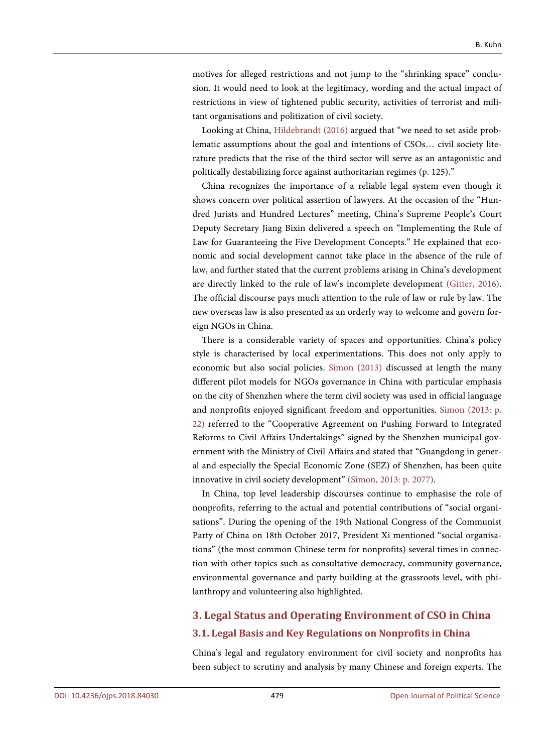motives for alleged restrictions and not jump to the "shrinking space" conclusion. It would need to look at the legitimacy, wording and the actual impact of restrictions in view of tightened public security, activities of terrorist and militant organisations and politization of civil society.

Looking at China, Hildebrandt (2016) argued that "we need to set aside problematic assumptions about the goal and intentions of CSOs… civil society literature predicts that the rise of the third sector will serve as an antagonistic and politically destabilizing force against authoritarian regimes (p. 125)."

China recognizes the importance of a reliable legal system even though it shows concern over political assertion of lawyers. At the occasion of the "Hundred Jurists and Hundred Lectures" meeting, China's Supreme People's Court Deputy Secretary Jiang Bixin delivered a speech on "Implementing the Rule of Law for Guaranteeing the Five Development Concepts." He explained that economic and social development cannot take place in the absence of the rule of law, and further stated that the current problems arising in China's development are directly linked to the rule of law's incomplete development (Gitter, 2016). The official discourse pays much attention to the rule of law or rule by law. The new overseas law is also presented as an orderly way to welcome and govern foreign NGOs in China.

There is a considerable variety of spaces and opportunities. China's policy style is characterised by local experimentations. This does not only apply to economic but also social policies. Simon (2013) discussed at length the many different pilot models for NGOs governance in China with particular emphasis on the city of Shenzhen where the term civil society was used in official language and nonprofits enjoyed significant freedom and opportunities. Simon (2013: p. 22) referred to the "Cooperative Agreement on Pushing Forward to Integrated Reforms to Civil Affairs Undertakings" signed by the Shenzhen municipal government with the Ministry of Civil Affairs and stated that "Guangdong in general and especially the Special Economic Zone (SEZ) of Shenzhen, has been quite innovative in civil society development" (Simon, 2013: p. 2077).

In China, top level leadership discourses continue to emphasise the role of nonprofits, referring to the actual and potential contributions of "social organisations". During the opening of the 19th National Congress of the Communist Party of China on 18th October 2017, President Xi mentioned "social organisations" (the most common Chinese term for nonprofits) several times in connection with other topics such as consultative democracy, community governance, environmental governance and party building at the grassroots level, with philanthropy and volunteering also highlighted.

## 3. Legal Status and Operating Environment of CSO in China

### 3.1. Legal Basis and Key Regulations on Nonprofits in China

China's legal and regulatory environment for civil society and nonprofits has been subject to scrutiny and analysis by many Chinese and foreign experts. The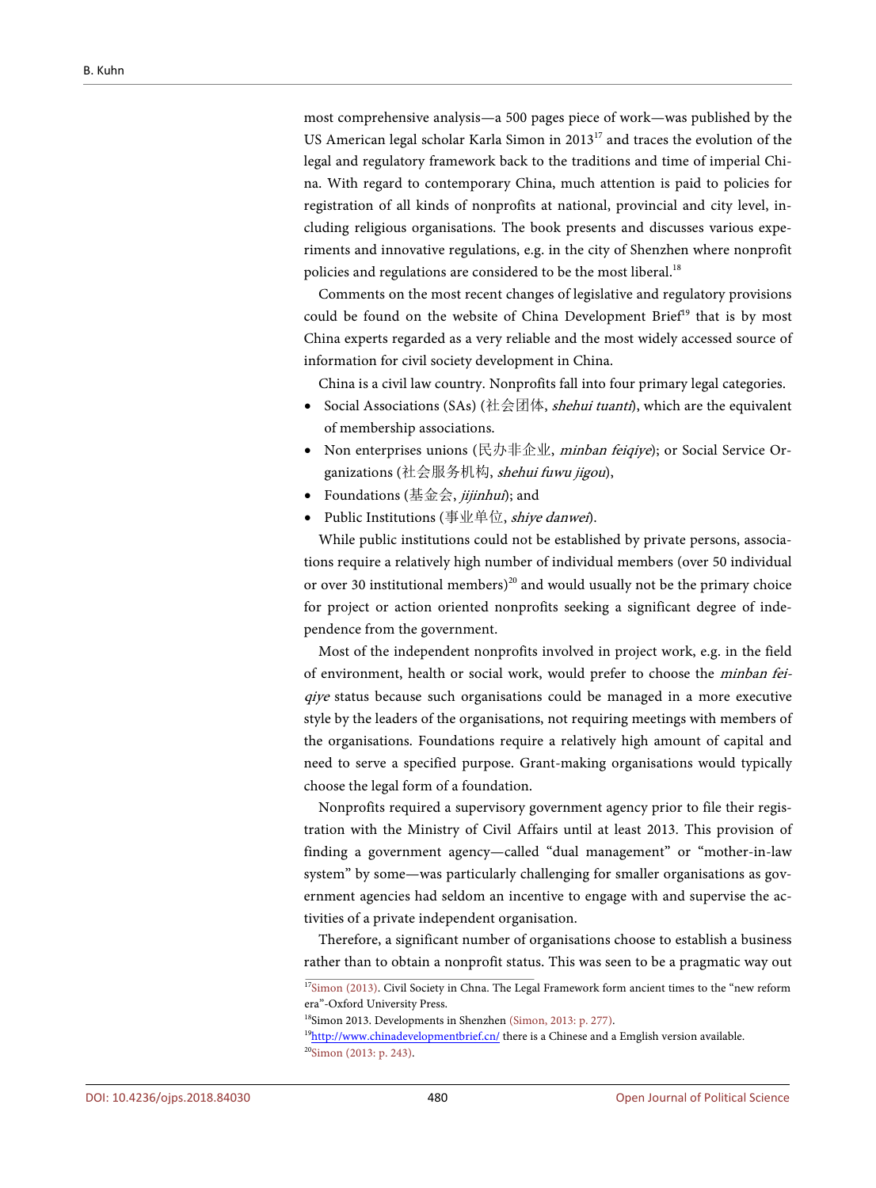most comprehensive analysis—a 500 pages piece of work—was published by the US American legal scholar Karla Simon in 2013[17] and traces the evolution of the legal and regulatory framework back to the traditions and time of imperial China. With regard to contemporary China, much attention is paid to policies for registration of all kinds of nonprofits at national, provincial and city level, including religious organisations. The book presents and discusses various experiments and innovative regulations, e.g. in the city of Shenzhen where nonprofit policies and regulations are considered to be the most liberal.[18]

Comments on the most recent changes of legislative and regulatory provisions could be found on the website of China Development Brief[19] that is by most China experts regarded as a very reliable and the most widely accessed source of information for civil society development in China.

China is a civil law country. Nonprofits fall into four primary legal categories.

- Social Associations (SAs) (社会团体, *shehui tuanti*), which are the equivalent of membership associations.
- Non enterprises unions (民办非企业, *minban feiqiye*); or Social Service Organizations (社会服务机构, *shehui fuwu jigou*),
- Foundations (基金会, *jijinhui*); and
- Public Institutions (事业单位, *shiye danwei*).

While public institutions could not be established by private persons, associations require a relatively high number of individual members (over 50 individual or over 30 institutional members)[20] and would usually not be the primary choice for project or action oriented nonprofits seeking a significant degree of independence from the government.

Most of the independent nonprofits involved in project work, e.g. in the field of environment, health or social work, would prefer to choose the *minban feiqiye* status because such organisations could be managed in a more executive style by the leaders of the organisations, not requiring meetings with members of the organisations. Foundations require a relatively high amount of capital and need to serve a specified purpose. Grant-making organisations would typically choose the legal form of a foundation.

Nonprofits required a supervisory government agency prior to file their registration with the Ministry of Civil Affairs until at least 2013. This provision of finding a government agency—called "dual management" or "mother-in-law system" by some—was particularly challenging for smaller organisations as government agencies had seldom an incentive to engage with and supervise the activities of a private independent organisation.

Therefore, a significant number of organisations choose to establish a business rather than to obtain a nonprofit status. This was seen to be a pragmatic way out

---

[17]Simon (2013). Civil Society in Chna. The Legal Framework form ancient times to the "new reform era"-Oxford University Press.

[18]Simon 2013. Developments in Shenzhen (Simon, 2013: p. 277).

[19]http://www.chinadevelopmentbrief.cn/ there is a Chinese and a Emglish version available.

[20]Simon (2013: p. 243).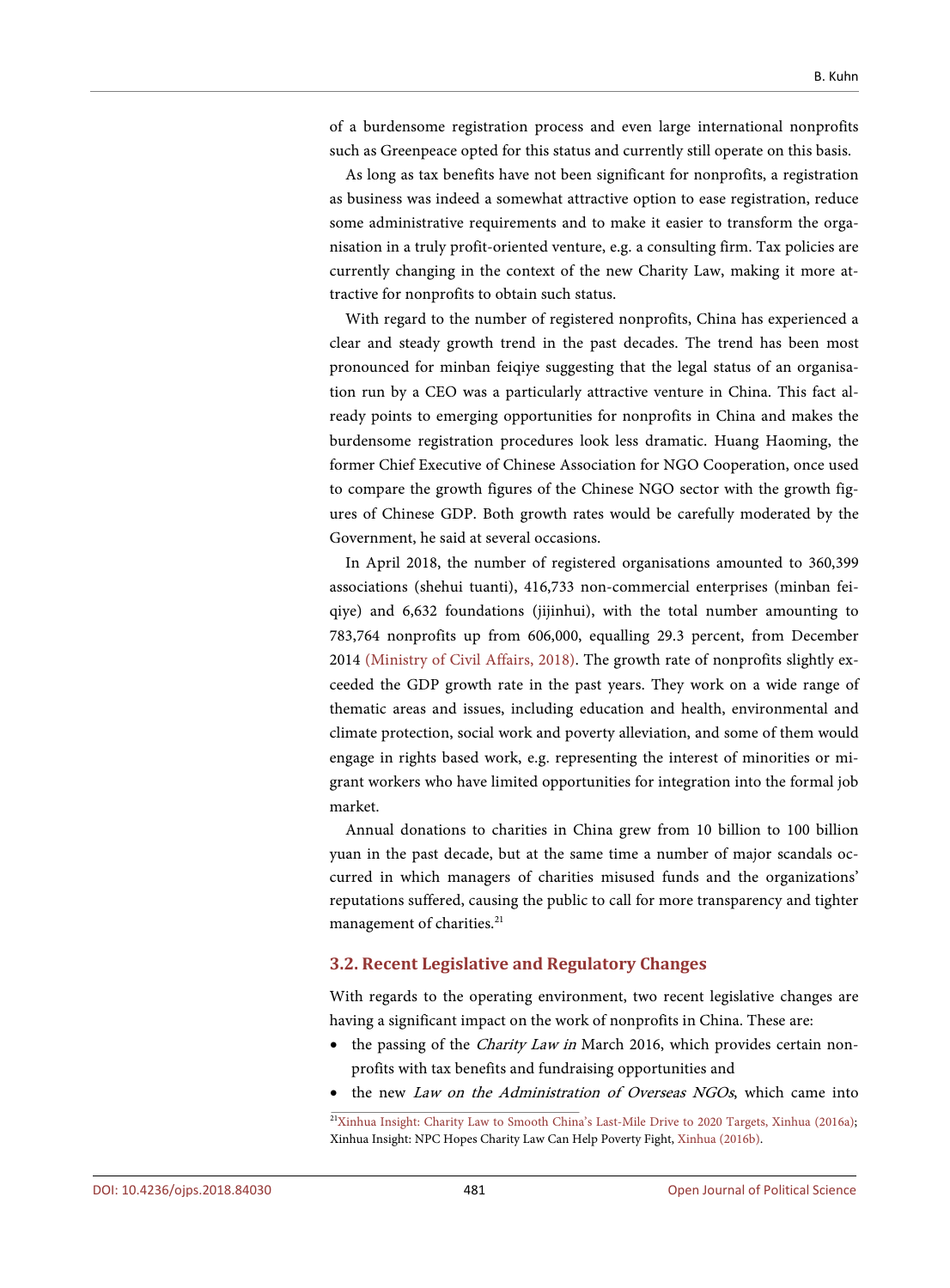of a burdensome registration process and even large international nonprofits such as Greenpeace opted for this status and currently still operate on this basis.

As long as tax benefits have not been significant for nonprofits, a registration as business was indeed a somewhat attractive option to ease registration, reduce some administrative requirements and to make it easier to transform the organisation in a truly profit-oriented venture, e.g. a consulting firm. Tax policies are currently changing in the context of the new Charity Law, making it more attractive for nonprofits to obtain such status.

With regard to the number of registered nonprofits, China has experienced a clear and steady growth trend in the past decades. The trend has been most pronounced for minban feiqiye suggesting that the legal status of an organisation run by a CEO was a particularly attractive venture in China. This fact already points to emerging opportunities for nonprofits in China and makes the burdensome registration procedures look less dramatic. Huang Haoming, the former Chief Executive of Chinese Association for NGO Cooperation, once used to compare the growth figures of the Chinese NGO sector with the growth figures of Chinese GDP. Both growth rates would be carefully moderated by the Government, he said at several occasions.

In April 2018, the number of registered organisations amounted to 360,399 associations (shehui tuanti), 416,733 non-commercial enterprises (minban feiqiye) and 6,632 foundations (jijinhui), with the total number amounting to 783,764 nonprofits up from 606,000, equalling 29.3 percent, from December 2014 (Ministry of Civil Affairs, 2018). The growth rate of nonprofits slightly exceeded the GDP growth rate in the past years. They work on a wide range of thematic areas and issues, including education and health, environmental and climate protection, social work and poverty alleviation, and some of them would engage in rights based work, e.g. representing the interest of minorities or migrant workers who have limited opportunities for integration into the formal job market.

Annual donations to charities in China grew from 10 billion to 100 billion yuan in the past decade, but at the same time a number of major scandals occurred in which managers of charities misused funds and the organizations' reputations suffered, causing the public to call for more transparency and tighter management of charities.[21]

### 3.2. Recent Legislative and Regulatory Changes

With regards to the operating environment, two recent legislative changes are having a significant impact on the work of nonprofits in China. These are:

- the passing of the *Charity Law in* March 2016, which provides certain nonprofits with tax benefits and fundraising opportunities and
- the new *Law on the Administration of Overseas NGOs*, which came into

[21]Xinhua Insight: Charity Law to Smooth China's Last-Mile Drive to 2020 Targets, Xinhua (2016a); Xinhua Insight: NPC Hopes Charity Law Can Help Poverty Fight, Xinhua (2016b).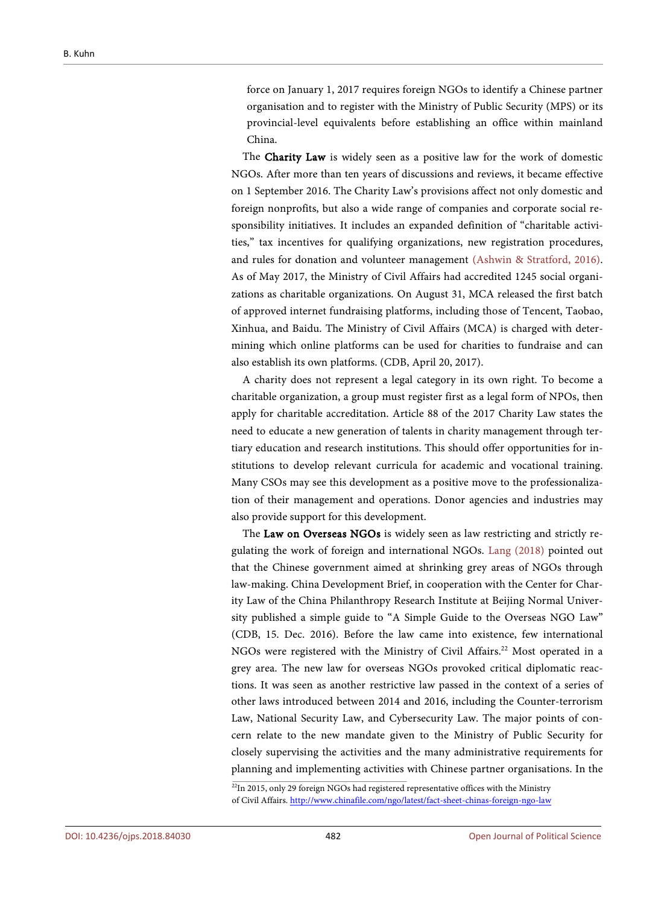force on January 1, 2017 requires foreign NGOs to identify a Chinese partner organisation and to register with the Ministry of Public Security (MPS) or its provincial-level equivalents before establishing an office within mainland China.

The **Charity Law** is widely seen as a positive law for the work of domestic NGOs. After more than ten years of discussions and reviews, it became effective on 1 September 2016. The Charity Law's provisions affect not only domestic and foreign nonprofits, but also a wide range of companies and corporate social responsibility initiatives. It includes an expanded definition of "charitable activities," tax incentives for qualifying organizations, new registration procedures, and rules for donation and volunteer management (Ashwin & Stratford, 2016). As of May 2017, the Ministry of Civil Affairs had accredited 1245 social organizations as charitable organizations. On August 31, MCA released the first batch of approved internet fundraising platforms, including those of Tencent, Taobao, Xinhua, and Baidu. The Ministry of Civil Affairs (MCA) is charged with determining which online platforms can be used for charities to fundraise and can also establish its own platforms. (CDB, April 20, 2017).

A charity does not represent a legal category in its own right. To become a charitable organization, a group must register first as a legal form of NPOs, then apply for charitable accreditation. Article 88 of the 2017 Charity Law states the need to educate a new generation of talents in charity management through tertiary education and research institutions. This should offer opportunities for institutions to develop relevant curricula for academic and vocational training. Many CSOs may see this development as a positive move to the professionalization of their management and operations. Donor agencies and industries may also provide support for this development.

The **Law on Overseas NGOs** is widely seen as law restricting and strictly regulating the work of foreign and international NGOs. Lang (2018) pointed out that the Chinese government aimed at shrinking grey areas of NGOs through law-making. China Development Brief, in cooperation with the Center for Charity Law of the China Philanthropy Research Institute at Beijing Normal University published a simple guide to "A Simple Guide to the Overseas NGO Law" (CDB, 15. Dec. 2016). Before the law came into existence, few international NGOs were registered with the Ministry of Civil Affairs.[22] Most operated in a grey area. The new law for overseas NGOs provoked critical diplomatic reactions. It was seen as another restrictive law passed in the context of a series of other laws introduced between 2014 and 2016, including the Counter-terrorism Law, National Security Law, and Cybersecurity Law. The major points of concern relate to the new mandate given to the Ministry of Public Security for closely supervising the activities and the many administrative requirements for planning and implementing activities with Chinese partner organisations. In the

[22] In 2015, only 29 foreign NGOs had registered representative offices with the Ministry of Civil Affairs. http://www.chinafile.com/ngo/latest/fact-sheet-chinas-foreign-ngo-law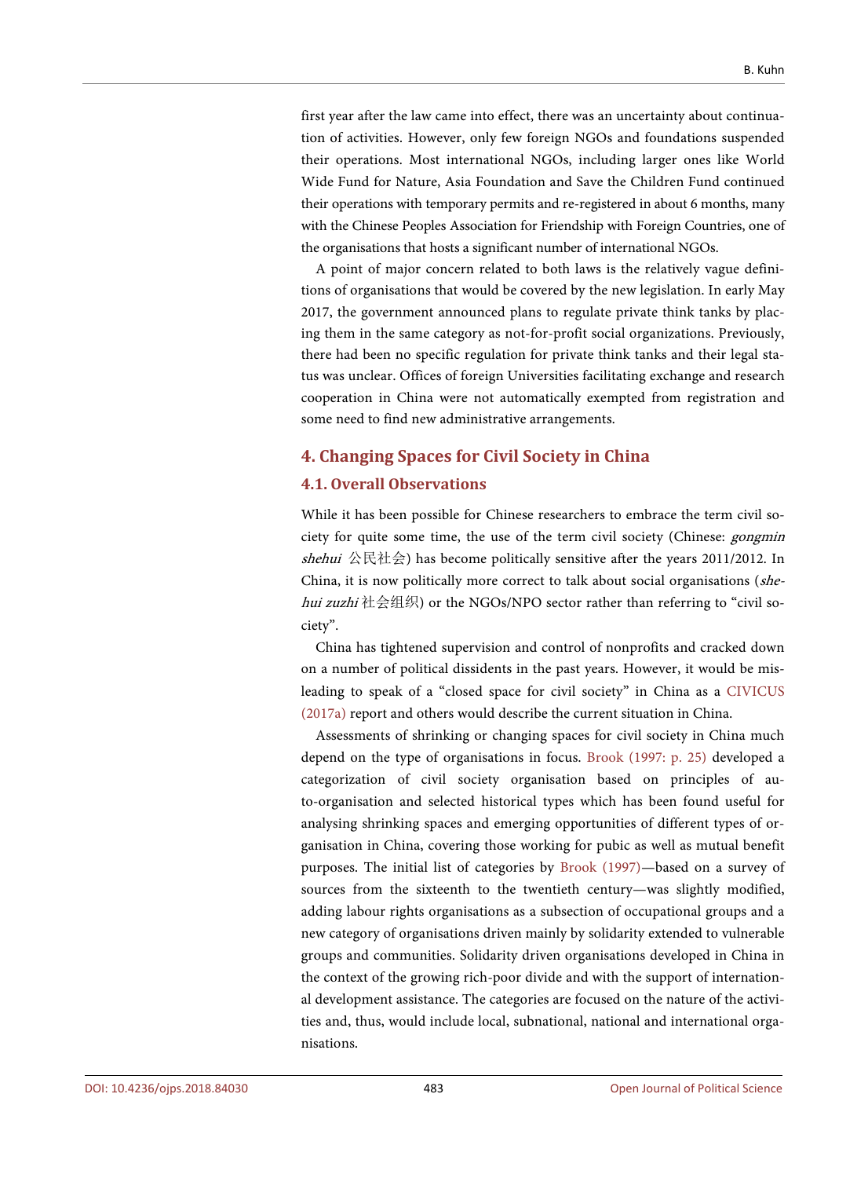first year after the law came into effect, there was an uncertainty about continuation of activities. However, only few foreign NGOs and foundations suspended their operations. Most international NGOs, including larger ones like World Wide Fund for Nature, Asia Foundation and Save the Children Fund continued their operations with temporary permits and re-registered in about 6 months, many with the Chinese Peoples Association for Friendship with Foreign Countries, one of the organisations that hosts a significant number of international NGOs.

A point of major concern related to both laws is the relatively vague definitions of organisations that would be covered by the new legislation. In early May 2017, the government announced plans to regulate private think tanks by placing them in the same category as not-for-profit social organizations. Previously, there had been no specific regulation for private think tanks and their legal status was unclear. Offices of foreign Universities facilitating exchange and research cooperation in China were not automatically exempted from registration and some need to find new administrative arrangements.

## 4. Changing Spaces for Civil Society in China

### 4.1. Overall Observations

While it has been possible for Chinese researchers to embrace the term civil society for quite some time, the use of the term civil society (Chinese: *gongmin shehui* 公民社会) has become politically sensitive after the years 2011/2012. In China, it is now politically more correct to talk about social organisations (*shehui zuzhi* 社会组织) or the NGOs/NPO sector rather than referring to "civil society".

China has tightened supervision and control of nonprofits and cracked down on a number of political dissidents in the past years. However, it would be misleading to speak of a "closed space for civil society" in China as a CIVICUS (2017a) report and others would describe the current situation in China.

Assessments of shrinking or changing spaces for civil society in China much depend on the type of organisations in focus. Brook (1997: p. 25) developed a categorization of civil society organisation based on principles of auto-organisation and selected historical types which has been found useful for analysing shrinking spaces and emerging opportunities of different types of organisation in China, covering those working for pubic as well as mutual benefit purposes. The initial list of categories by Brook (1997)—based on a survey of sources from the sixteenth to the twentieth century—was slightly modified, adding labour rights organisations as a subsection of occupational groups and a new category of organisations driven mainly by solidarity extended to vulnerable groups and communities. Solidarity driven organisations developed in China in the context of the growing rich-poor divide and with the support of international development assistance. The categories are focused on the nature of the activities and, thus, would include local, subnational, national and international organisations.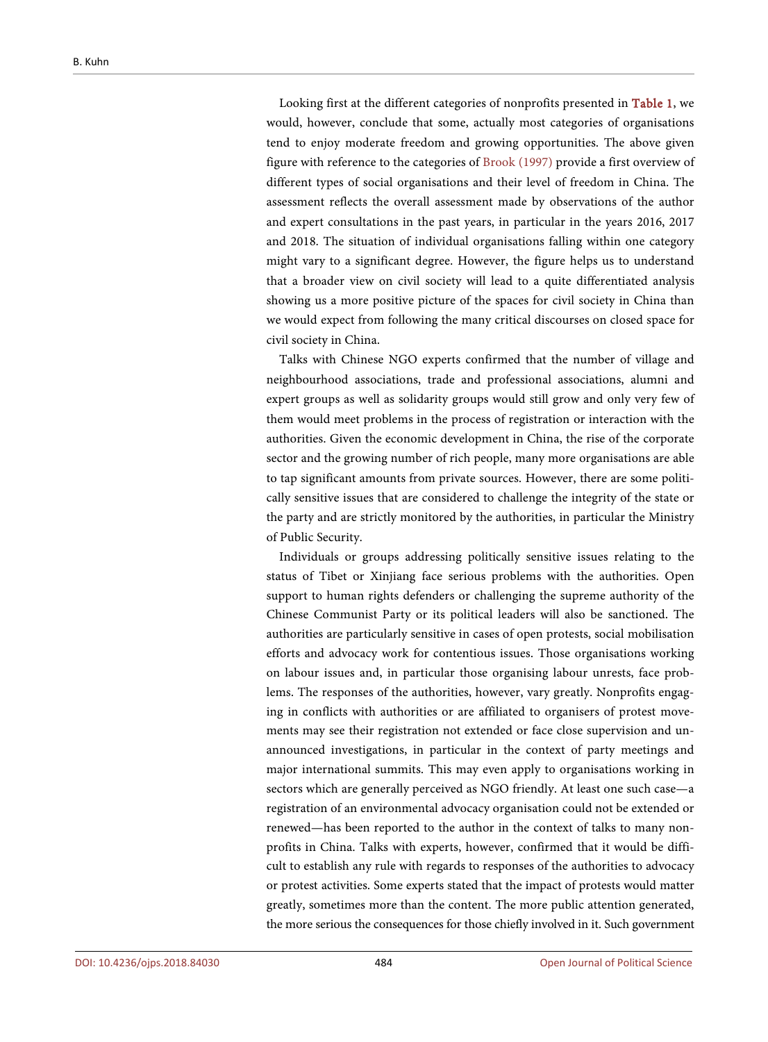Looking first at the different categories of nonprofits presented in Table 1, we would, however, conclude that some, actually most categories of organisations tend to enjoy moderate freedom and growing opportunities. The above given figure with reference to the categories of Brook (1997) provide a first overview of different types of social organisations and their level of freedom in China. The assessment reflects the overall assessment made by observations of the author and expert consultations in the past years, in particular in the years 2016, 2017 and 2018. The situation of individual organisations falling within one category might vary to a significant degree. However, the figure helps us to understand that a broader view on civil society will lead to a quite differentiated analysis showing us a more positive picture of the spaces for civil society in China than we would expect from following the many critical discourses on closed space for civil society in China.

Talks with Chinese NGO experts confirmed that the number of village and neighbourhood associations, trade and professional associations, alumni and expert groups as well as solidarity groups would still grow and only very few of them would meet problems in the process of registration or interaction with the authorities. Given the economic development in China, the rise of the corporate sector and the growing number of rich people, many more organisations are able to tap significant amounts from private sources. However, there are some politically sensitive issues that are considered to challenge the integrity of the state or the party and are strictly monitored by the authorities, in particular the Ministry of Public Security.

Individuals or groups addressing politically sensitive issues relating to the status of Tibet or Xinjiang face serious problems with the authorities. Open support to human rights defenders or challenging the supreme authority of the Chinese Communist Party or its political leaders will also be sanctioned. The authorities are particularly sensitive in cases of open protests, social mobilisation efforts and advocacy work for contentious issues. Those organisations working on labour issues and, in particular those organising labour unrests, face problems. The responses of the authorities, however, vary greatly. Nonprofits engaging in conflicts with authorities or are affiliated to organisers of protest movements may see their registration not extended or face close supervision and unannounced investigations, in particular in the context of party meetings and major international summits. This may even apply to organisations working in sectors which are generally perceived as NGO friendly. At least one such case—a registration of an environmental advocacy organisation could not be extended or renewed—has been reported to the author in the context of talks to many nonprofits in China. Talks with experts, however, confirmed that it would be difficult to establish any rule with regards to responses of the authorities to advocacy or protest activities. Some experts stated that the impact of protests would matter greatly, sometimes more than the content. The more public attention generated, the more serious the consequences for those chiefly involved in it. Such government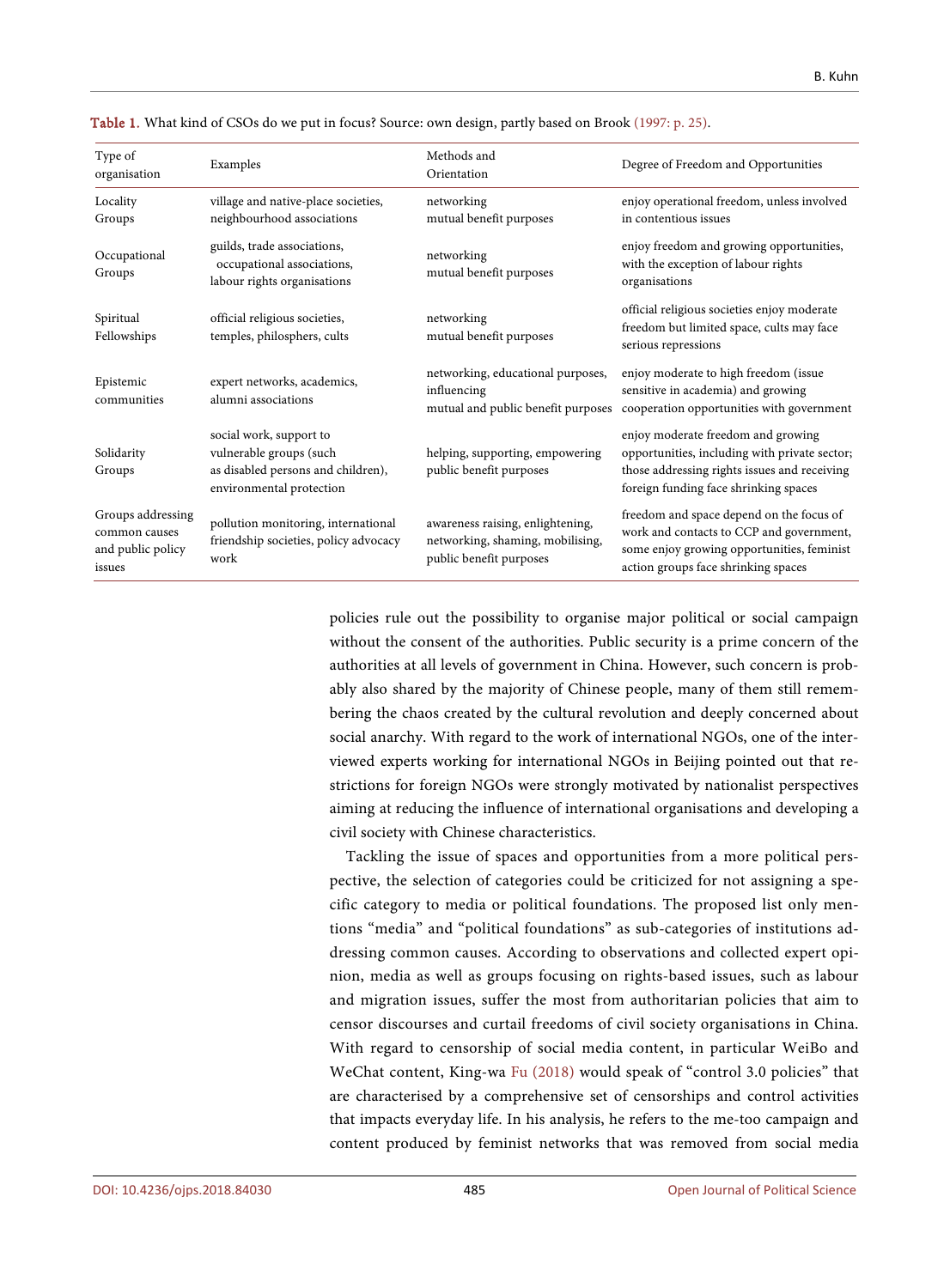**Table 1.** What kind of CSOs do we put in focus? Source: own design, partly based on Brook (1997: p. 25).

| Type of organisation | Examples | Methods and Orientation | Degree of Freedom and Opportunities |
|---|---|---|---|
| Locality Groups | village and native-place societies, neighbourhood associations | networking mutual benefit purposes | enjoy operational freedom, unless involved in contentious issues |
| Occupational Groups | guilds, trade associations, occupational associations, labour rights organisations | networking mutual benefit purposes | enjoy freedom and growing opportunities, with the exception of labour rights organisations |
| Spiritual Fellowships | official religious societies, temples, philosphers, cults | networking mutual benefit purposes | official religious societies enjoy moderate freedom but limited space, cults may face serious repressions |
| Epistemic communities | expert networks, academics, alumni associations | networking, educational purposes, influencing mutual and public benefit purposes | enjoy moderate to high freedom (issue sensitive in academia) and growing cooperation opportunities with government |
| Solidarity Groups | social work, support to vulnerable groups (such as disabled persons and children), environmental protection | helping, supporting, empowering public benefit purposes | enjoy moderate freedom and growing opportunities, including with private sector; those addressing rights issues and receiving foreign funding face shrinking spaces |
| Groups addressing common causes and public policy issues | pollution monitoring, international friendship societies, policy advocacy work | awareness raising, enlightening, networking, shaming, mobilising, public benefit purposes | freedom and space depend on the focus of work and contacts to CCP and government, some enjoy growing opportunities, feminist action groups face shrinking spaces |

policies rule out the possibility to organise major political or social campaign without the consent of the authorities. Public security is a prime concern of the authorities at all levels of government in China. However, such concern is probably also shared by the majority of Chinese people, many of them still remembering the chaos created by the cultural revolution and deeply concerned about social anarchy. With regard to the work of international NGOs, one of the interviewed experts working for international NGOs in Beijing pointed out that restrictions for foreign NGOs were strongly motivated by nationalist perspectives aiming at reducing the influence of international organisations and developing a civil society with Chinese characteristics.

Tackling the issue of spaces and opportunities from a more political perspective, the selection of categories could be criticized for not assigning a specific category to media or political foundations. The proposed list only mentions "media" and "political foundations" as sub-categories of institutions addressing common causes. According to observations and collected expert opinion, media as well as groups focusing on rights-based issues, such as labour and migration issues, suffer the most from authoritarian policies that aim to censor discourses and curtail freedoms of civil society organisations in China. With regard to censorship of social media content, in particular WeiBo and WeChat content, King-wa Fu (2018) would speak of "control 3.0 policies" that are characterised by a comprehensive set of censorships and control activities that impacts everyday life. In his analysis, he refers to the me-too campaign and content produced by feminist networks that was removed from social media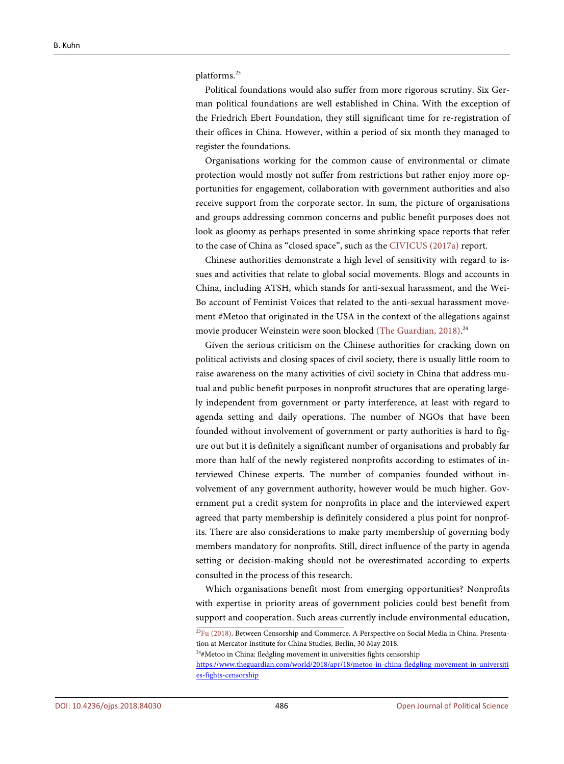platforms.[23]

Political foundations would also suffer from more rigorous scrutiny. Six German political foundations are well established in China. With the exception of the Friedrich Ebert Foundation, they still significant time for re-registration of their offices in China. However, within a period of six month they managed to register the foundations.

Organisations working for the common cause of environmental or climate protection would mostly not suffer from restrictions but rather enjoy more opportunities for engagement, collaboration with government authorities and also receive support from the corporate sector. In sum, the picture of organisations and groups addressing common concerns and public benefit purposes does not look as gloomy as perhaps presented in some shrinking space reports that refer to the case of China as "closed space", such as the CIVICUS (2017a) report.

Chinese authorities demonstrate a high level of sensitivity with regard to issues and activities that relate to global social movements. Blogs and accounts in China, including ATSH, which stands for anti-sexual harassment, and the WeiBo account of Feminist Voices that related to the anti-sexual harassment movement #Metoo that originated in the USA in the context of the allegations against movie producer Weinstein were soon blocked (The Guardian, 2018).[24]

Given the serious criticism on the Chinese authorities for cracking down on political activists and closing spaces of civil society, there is usually little room to raise awareness on the many activities of civil society in China that address mutual and public benefit purposes in nonprofit structures that are operating largely independent from government or party interference, at least with regard to agenda setting and daily operations. The number of NGOs that have been founded without involvement of government or party authorities is hard to figure out but it is definitely a significant number of organisations and probably far more than half of the newly registered nonprofits according to estimates of interviewed Chinese experts. The number of companies founded without involvement of any government authority, however would be much higher. Government put a credit system for nonprofits in place and the interviewed expert agreed that party membership is definitely considered a plus point for nonprofits. There are also considerations to make party membership of governing body members mandatory for nonprofits. Still, direct influence of the party in agenda setting or decision-making should not be overestimated according to experts consulted in the process of this research.

Which organisations benefit most from emerging opportunities? Nonprofits with expertise in priority areas of government policies could best benefit from support and cooperation. Such areas currently include environmental education,

---

[23] Fu (2018). Between Censorship and Commerce. A Perspective on Social Media in China. Presentation at Mercator Institute for China Studies, Berlin, 30 May 2018.

[24] #Metoo in China: fledgling movement in universities fights censorship https://www.theguardian.com/world/2018/apr/18/metoo-in-china-fledgling-movement-in-universities-fights-censorship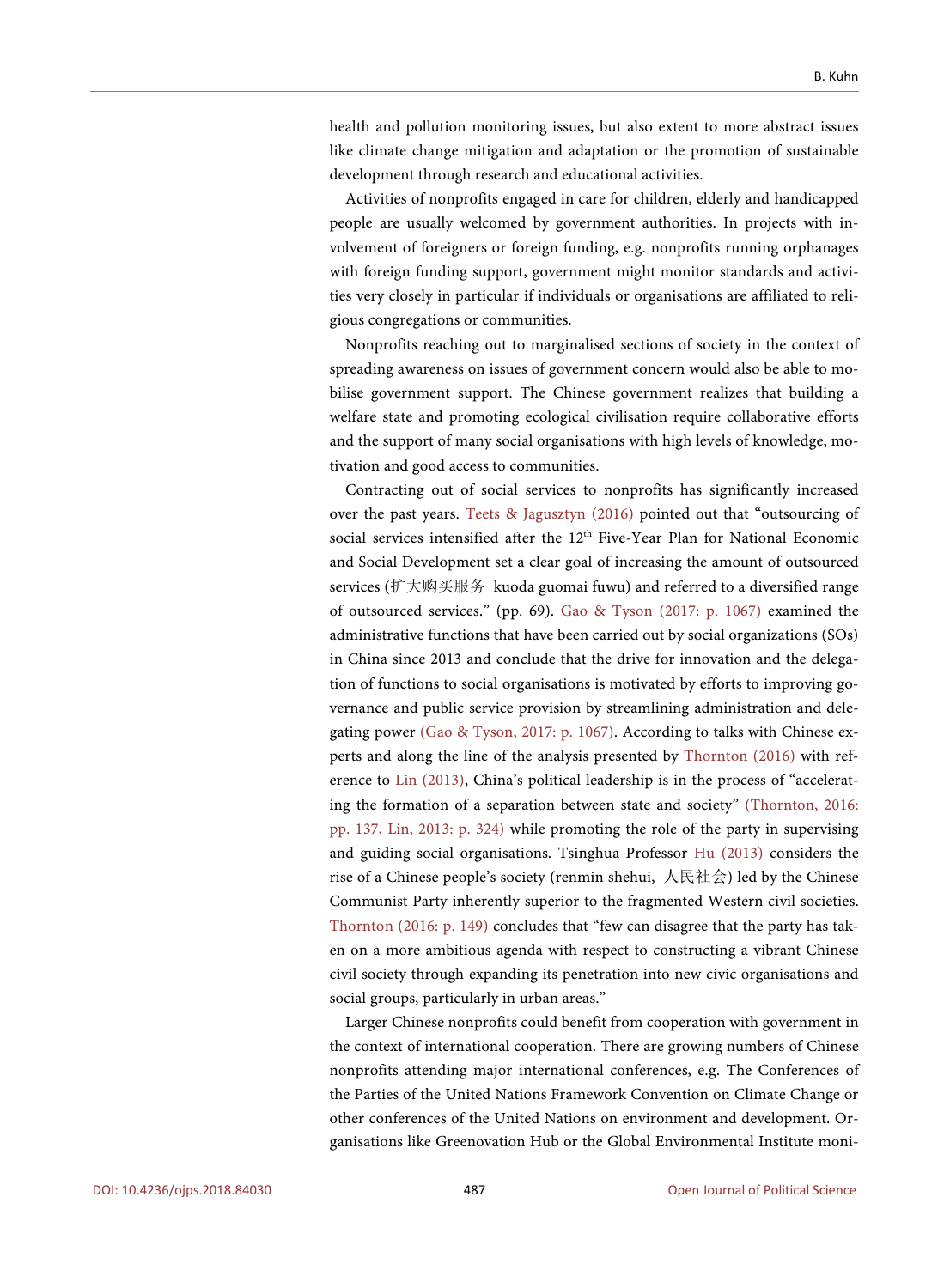health and pollution monitoring issues, but also extent to more abstract issues like climate change mitigation and adaptation or the promotion of sustainable development through research and educational activities.

Activities of nonprofits engaged in care for children, elderly and handicapped people are usually welcomed by government authorities. In projects with involvement of foreigners or foreign funding, e.g. nonprofits running orphanages with foreign funding support, government might monitor standards and activities very closely in particular if individuals or organisations are affiliated to religious congregations or communities.

Nonprofits reaching out to marginalised sections of society in the context of spreading awareness on issues of government concern would also be able to mobilise government support. The Chinese government realizes that building a welfare state and promoting ecological civilisation require collaborative efforts and the support of many social organisations with high levels of knowledge, motivation and good access to communities.

Contracting out of social services to nonprofits has significantly increased over the past years. Teets & Jagusztyn (2016) pointed out that "outsourcing of social services intensified after the 12th Five-Year Plan for National Economic and Social Development set a clear goal of increasing the amount of outsourced services (扩大购买服务 kuoda guomai fuwu) and referred to a diversified range of outsourced services." (pp. 69). Gao & Tyson (2017: p. 1067) examined the administrative functions that have been carried out by social organizations (SOs) in China since 2013 and conclude that the drive for innovation and the delegation of functions to social organisations is motivated by efforts to improving governance and public service provision by streamlining administration and delegating power (Gao & Tyson, 2017: p. 1067). According to talks with Chinese experts and along the line of the analysis presented by Thornton (2016) with reference to Lin (2013), China's political leadership is in the process of "accelerating the formation of a separation between state and society" (Thornton, 2016: pp. 137, Lin, 2013: p. 324) while promoting the role of the party in supervising and guiding social organisations. Tsinghua Professor Hu (2013) considers the rise of a Chinese people's society (renmin shehui, 人民社会) led by the Chinese Communist Party inherently superior to the fragmented Western civil societies. Thornton (2016: p. 149) concludes that "few can disagree that the party has taken on a more ambitious agenda with respect to constructing a vibrant Chinese civil society through expanding its penetration into new civic organisations and social groups, particularly in urban areas."

Larger Chinese nonprofits could benefit from cooperation with government in the context of international cooperation. There are growing numbers of Chinese nonprofits attending major international conferences, e.g. The Conferences of the Parties of the United Nations Framework Convention on Climate Change or other conferences of the United Nations on environment and development. Organisations like Greenovation Hub or the Global Environmental Institute moni-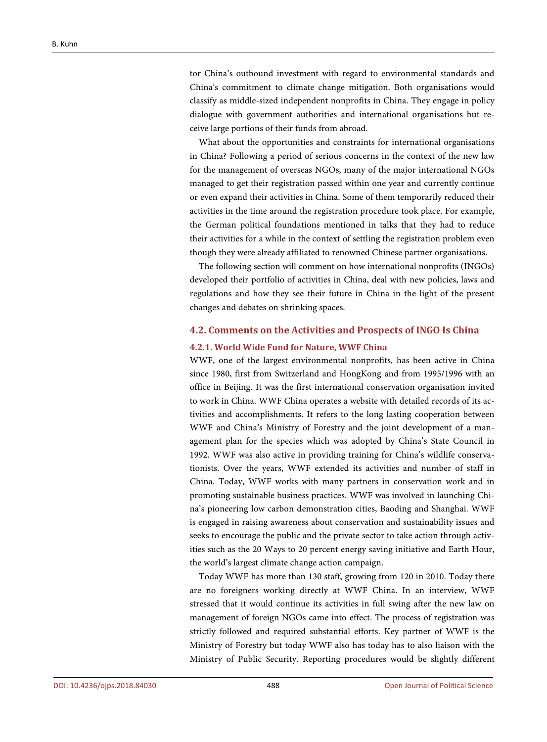tor China's outbound investment with regard to environmental standards and China's commitment to climate change mitigation. Both organisations would classify as middle-sized independent nonprofits in China. They engage in policy dialogue with government authorities and international organisations but receive large portions of their funds from abroad.

What about the opportunities and constraints for international organisations in China? Following a period of serious concerns in the context of the new law for the management of overseas NGOs, many of the major international NGOs managed to get their registration passed within one year and currently continue or even expand their activities in China. Some of them temporarily reduced their activities in the time around the registration procedure took place. For example, the German political foundations mentioned in talks that they had to reduce their activities for a while in the context of settling the registration problem even though they were already affiliated to renowned Chinese partner organisations.

The following section will comment on how international nonprofits (INGOs) developed their portfolio of activities in China, deal with new policies, laws and regulations and how they see their future in China in the light of the present changes and debates on shrinking spaces.

### 4.2. Comments on the Activities and Prospects of INGO Is China

#### 4.2.1. World Wide Fund for Nature, WWF China

WWF, one of the largest environmental nonprofits, has been active in China since 1980, first from Switzerland and HongKong and from 1995/1996 with an office in Beijing. It was the first international conservation organisation invited to work in China. WWF China operates a website with detailed records of its activities and accomplishments. It refers to the long lasting cooperation between WWF and China's Ministry of Forestry and the joint development of a management plan for the species which was adopted by China's State Council in 1992. WWF was also active in providing training for China's wildlife conservationists. Over the years, WWF extended its activities and number of staff in China. Today, WWF works with many partners in conservation work and in promoting sustainable business practices. WWF was involved in launching China's pioneering low carbon demonstration cities, Baoding and Shanghai. WWF is engaged in raising awareness about conservation and sustainability issues and seeks to encourage the public and the private sector to take action through activities such as the 20 Ways to 20 percent energy saving initiative and Earth Hour, the world's largest climate change action campaign.

Today WWF has more than 130 staff, growing from 120 in 2010. Today there are no foreigners working directly at WWF China. In an interview, WWF stressed that it would continue its activities in full swing after the new law on management of foreign NGOs came into effect. The process of registration was strictly followed and required substantial efforts. Key partner of WWF is the Ministry of Forestry but today WWF also has today has to also liaison with the Ministry of Public Security. Reporting procedures would be slightly different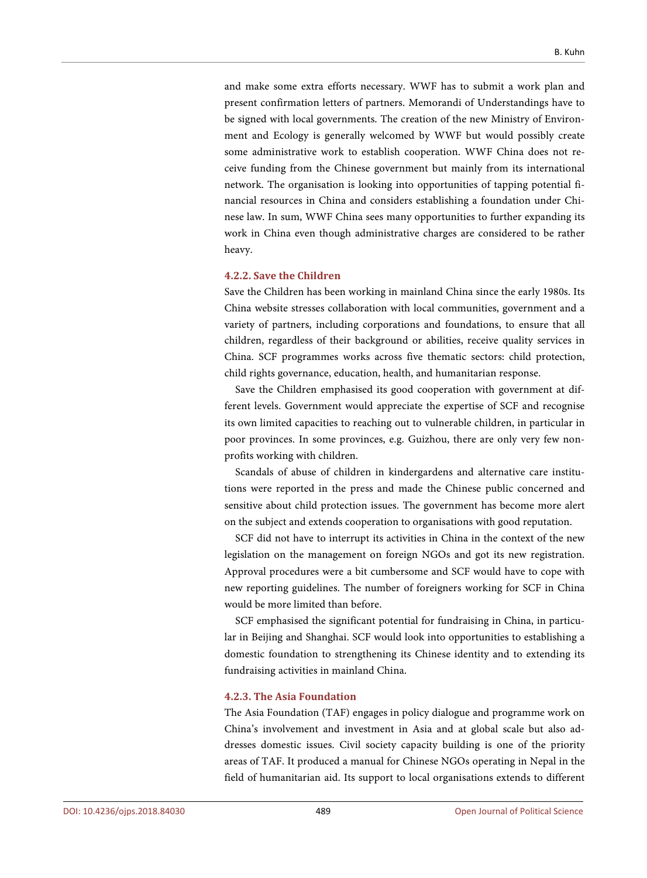and make some extra efforts necessary. WWF has to submit a work plan and present confirmation letters of partners. Memorandi of Understandings have to be signed with local governments. The creation of the new Ministry of Environment and Ecology is generally welcomed by WWF but would possibly create some administrative work to establish cooperation. WWF China does not receive funding from the Chinese government but mainly from its international network. The organisation is looking into opportunities of tapping potential financial resources in China and considers establishing a foundation under Chinese law. In sum, WWF China sees many opportunities to further expanding its work in China even though administrative charges are considered to be rather heavy.

#### 4.2.2. Save the Children

Save the Children has been working in mainland China since the early 1980s. Its China website stresses collaboration with local communities, government and a variety of partners, including corporations and foundations, to ensure that all children, regardless of their background or abilities, receive quality services in China. SCF programmes works across five thematic sectors: child protection, child rights governance, education, health, and humanitarian response.

Save the Children emphasised its good cooperation with government at different levels. Government would appreciate the expertise of SCF and recognise its own limited capacities to reaching out to vulnerable children, in particular in poor provinces. In some provinces, e.g. Guizhou, there are only very few non-profits working with children.

Scandals of abuse of children in kindergardens and alternative care institutions were reported in the press and made the Chinese public concerned and sensitive about child protection issues. The government has become more alert on the subject and extends cooperation to organisations with good reputation.

SCF did not have to interrupt its activities in China in the context of the new legislation on the management on foreign NGOs and got its new registration. Approval procedures were a bit cumbersome and SCF would have to cope with new reporting guidelines. The number of foreigners working for SCF in China would be more limited than before.

SCF emphasised the significant potential for fundraising in China, in particular in Beijing and Shanghai. SCF would look into opportunities to establishing a domestic foundation to strengthening its Chinese identity and to extending its fundraising activities in mainland China.

#### 4.2.3. The Asia Foundation

The Asia Foundation (TAF) engages in policy dialogue and programme work on China's involvement and investment in Asia and at global scale but also addresses domestic issues. Civil society capacity building is one of the priority areas of TAF. It produced a manual for Chinese NGOs operating in Nepal in the field of humanitarian aid. Its support to local organisations extends to different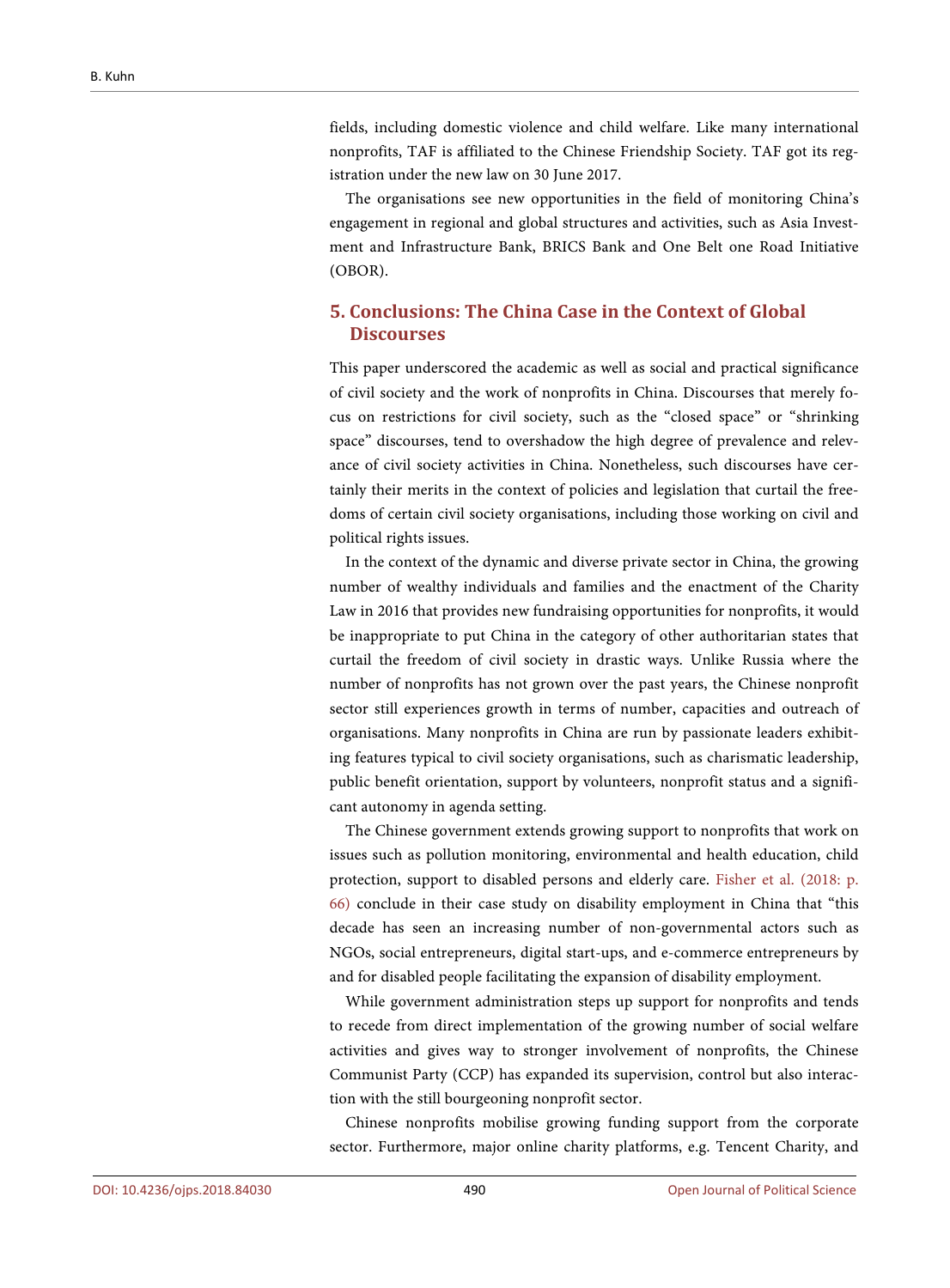fields, including domestic violence and child welfare. Like many international nonprofits, TAF is affiliated to the Chinese Friendship Society. TAF got its registration under the new law on 30 June 2017.

The organisations see new opportunities in the field of monitoring China's engagement in regional and global structures and activities, such as Asia Investment and Infrastructure Bank, BRICS Bank and One Belt one Road Initiative (OBOR).

## 5. Conclusions: The China Case in the Context of Global Discourses

This paper underscored the academic as well as social and practical significance of civil society and the work of nonprofits in China. Discourses that merely focus on restrictions for civil society, such as the "closed space" or "shrinking space" discourses, tend to overshadow the high degree of prevalence and relevance of civil society activities in China. Nonetheless, such discourses have certainly their merits in the context of policies and legislation that curtail the freedoms of certain civil society organisations, including those working on civil and political rights issues.

In the context of the dynamic and diverse private sector in China, the growing number of wealthy individuals and families and the enactment of the Charity Law in 2016 that provides new fundraising opportunities for nonprofits, it would be inappropriate to put China in the category of other authoritarian states that curtail the freedom of civil society in drastic ways. Unlike Russia where the number of nonprofits has not grown over the past years, the Chinese nonprofit sector still experiences growth in terms of number, capacities and outreach of organisations. Many nonprofits in China are run by passionate leaders exhibiting features typical to civil society organisations, such as charismatic leadership, public benefit orientation, support by volunteers, nonprofit status and a significant autonomy in agenda setting.

The Chinese government extends growing support to nonprofits that work on issues such as pollution monitoring, environmental and health education, child protection, support to disabled persons and elderly care. Fisher et al. (2018: p. 66) conclude in their case study on disability employment in China that "this decade has seen an increasing number of non-governmental actors such as NGOs, social entrepreneurs, digital start-ups, and e-commerce entrepreneurs by and for disabled people facilitating the expansion of disability employment.

While government administration steps up support for nonprofits and tends to recede from direct implementation of the growing number of social welfare activities and gives way to stronger involvement of nonprofits, the Chinese Communist Party (CCP) has expanded its supervision, control but also interaction with the still bourgeoning nonprofit sector.

Chinese nonprofits mobilise growing funding support from the corporate sector. Furthermore, major online charity platforms, e.g. Tencent Charity, and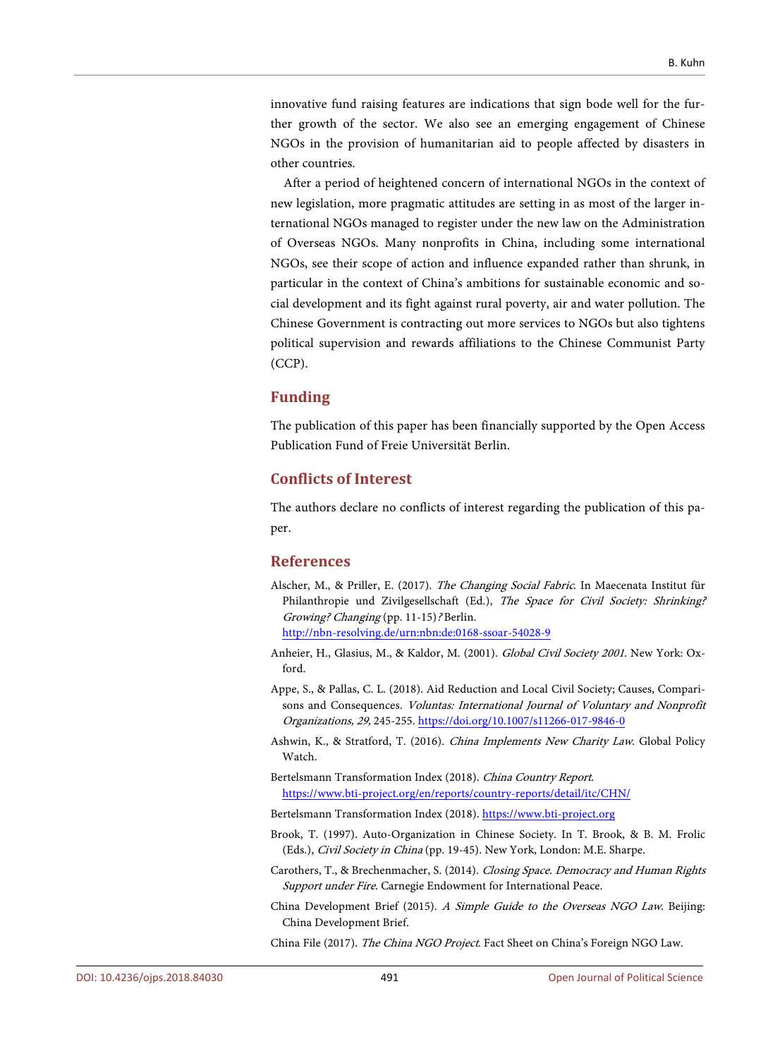innovative fund raising features are indications that sign bode well for the further growth of the sector. We also see an emerging engagement of Chinese NGOs in the provision of humanitarian aid to people affected by disasters in other countries.

After a period of heightened concern of international NGOs in the context of new legislation, more pragmatic attitudes are setting in as most of the larger international NGOs managed to register under the new law on the Administration of Overseas NGOs. Many nonprofits in China, including some international NGOs, see their scope of action and influence expanded rather than shrunk, in particular in the context of China's ambitions for sustainable economic and social development and its fight against rural poverty, air and water pollution. The Chinese Government is contracting out more services to NGOs but also tightens political supervision and rewards affiliations to the Chinese Communist Party (CCP).

## Funding

The publication of this paper has been financially supported by the Open Access Publication Fund of Freie Universität Berlin.

## Conflicts of Interest

The authors declare no conflicts of interest regarding the publication of this paper.

## References

Alscher, M., & Priller, E. (2017). *The Changing Social Fabric*. In Maecenata Institut für Philanthropie und Zivilgesellschaft (Ed.), *The Space for Civil Society: Shrinking? Growing? Changing* (pp. 11-15)*?* Berlin. http://nbn-resolving.de/urn:nbn:de:0168-ssoar-54028-9

Anheier, H., Glasius, M., & Kaldor, M. (2001). *Global Civil Society 2001*. New York: Oxford.

Appe, S., & Pallas, C. L. (2018). Aid Reduction and Local Civil Society; Causes, Comparisons and Consequences. *Voluntas: International Journal of Voluntary and Nonprofit Organizations, 29,* 245-255. https://doi.org/10.1007/s11266-017-9846-0

Ashwin, K., & Stratford, T. (2016). *China Implements New Charity Law*. Global Policy Watch.

Bertelsmann Transformation Index (2018). *China Country Report*. https://www.bti-project.org/en/reports/country-reports/detail/itc/CHN/

Bertelsmann Transformation Index (2018). https://www.bti-project.org

Brook, T. (1997). Auto-Organization in Chinese Society. In T. Brook, & B. M. Frolic (Eds.), *Civil Society in China* (pp. 19-45). New York, London: M.E. Sharpe.

Carothers, T., & Brechenmacher, S. (2014). *Closing Space. Democracy and Human Rights Support under Fire*. Carnegie Endowment for International Peace.

China Development Brief (2015). *A Simple Guide to the Overseas NGO Law*. Beijing: China Development Brief.

China File (2017). *The China NGO Project*. Fact Sheet on China's Foreign NGO Law.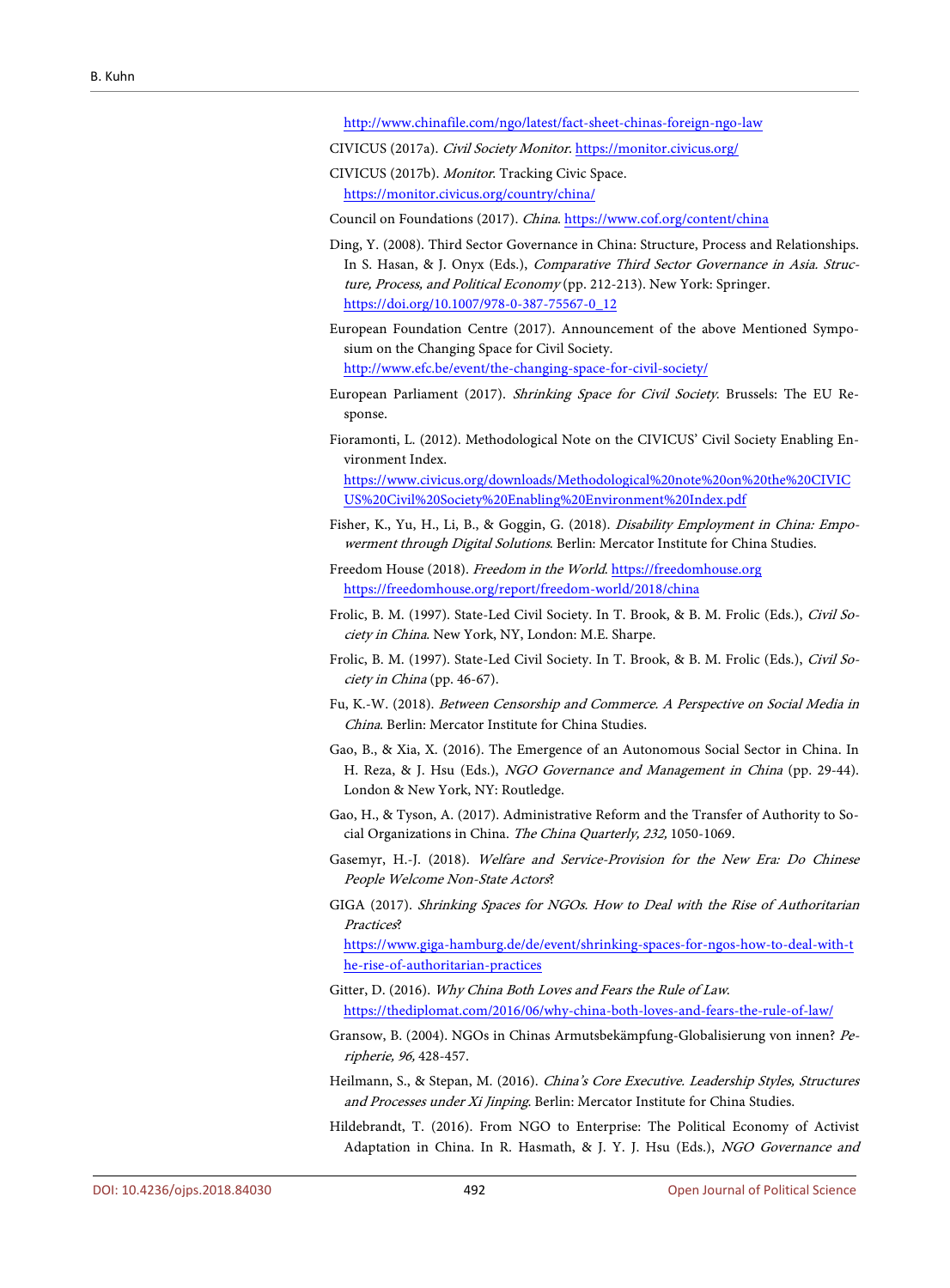http://www.chinafile.com/ngo/latest/fact-sheet-chinas-foreign-ngo-law

CIVICUS (2017a). *Civil Society Monitor*. https://monitor.civicus.org/

CIVICUS (2017b). *Monitor*. Tracking Civic Space. https://monitor.civicus.org/country/china/

Council on Foundations (2017). *China*. https://www.cof.org/content/china

Ding, Y. (2008). Third Sector Governance in China: Structure, Process and Relationships. In S. Hasan, & J. Onyx (Eds.), *Comparative Third Sector Governance in Asia. Structure, Process, and Political Economy* (pp. 212-213). New York: Springer. https://doi.org/10.1007/978-0-387-75567-0_12

European Foundation Centre (2017). Announcement of the above Mentioned Symposium on the Changing Space for Civil Society. http://www.efc.be/event/the-changing-space-for-civil-society/

European Parliament (2017). *Shrinking Space for Civil Society*. Brussels: The EU Response.

Fioramonti, L. (2012). Methodological Note on the CIVICUS' Civil Society Enabling Environment Index. https://www.civicus.org/downloads/Methodological%20note%20on%20the%20CIVICUS%20Civil%20Society%20Enabling%20Environment%20Index.pdf

Fisher, K., Yu, H., Li, B., & Goggin, G. (2018). *Disability Employment in China: Empowerment through Digital Solutions*. Berlin: Mercator Institute for China Studies.

Freedom House (2018). *Freedom in the World*. https://freedomhouse.org https://freedomhouse.org/report/freedom-world/2018/china

Frolic, B. M. (1997). State-Led Civil Society. In T. Brook, & B. M. Frolic (Eds.), *Civil Society in China*. New York, NY, London: M.E. Sharpe.

Frolic, B. M. (1997). State-Led Civil Society. In T. Brook, & B. M. Frolic (Eds.), *Civil Society in China* (pp. 46-67).

Fu, K.-W. (2018). *Between Censorship and Commerce. A Perspective on Social Media in China*. Berlin: Mercator Institute for China Studies.

Gao, B., & Xia, X. (2016). The Emergence of an Autonomous Social Sector in China. In H. Reza, & J. Hsu (Eds.), *NGO Governance and Management in China* (pp. 29-44). London & New York, NY: Routledge.

Gao, H., & Tyson, A. (2017). Administrative Reform and the Transfer of Authority to Social Organizations in China. *The China Quarterly, 232,* 1050-1069.

Gasemyr, H.-J. (2018). *Welfare and Service-Provision for the New Era: Do Chinese People Welcome Non-State Actors*?

GIGA (2017). *Shrinking Spaces for NGOs. How to Deal with the Rise of Authoritarian Practices*? https://www.giga-hamburg.de/de/event/shrinking-spaces-for-ngos-how-to-deal-with-the-rise-of-authoritarian-practices

Gitter, D. (2016). *Why China Both Loves and Fears the Rule of Law*. https://thediplomat.com/2016/06/why-china-both-loves-and-fears-the-rule-of-law/

Gransow, B. (2004). NGOs in Chinas Armutsbekämpfung-Globalisierung von innen? *Peripherie, 96,* 428-457.

Heilmann, S., & Stepan, M. (2016). *China's Core Executive. Leadership Styles, Structures and Processes under Xi Jinping*. Berlin: Mercator Institute for China Studies.

Hildebrandt, T. (2016). From NGO to Enterprise: The Political Economy of Activist Adaptation in China. In R. Hasmath, & J. Y. J. Hsu (Eds.), *NGO Governance and*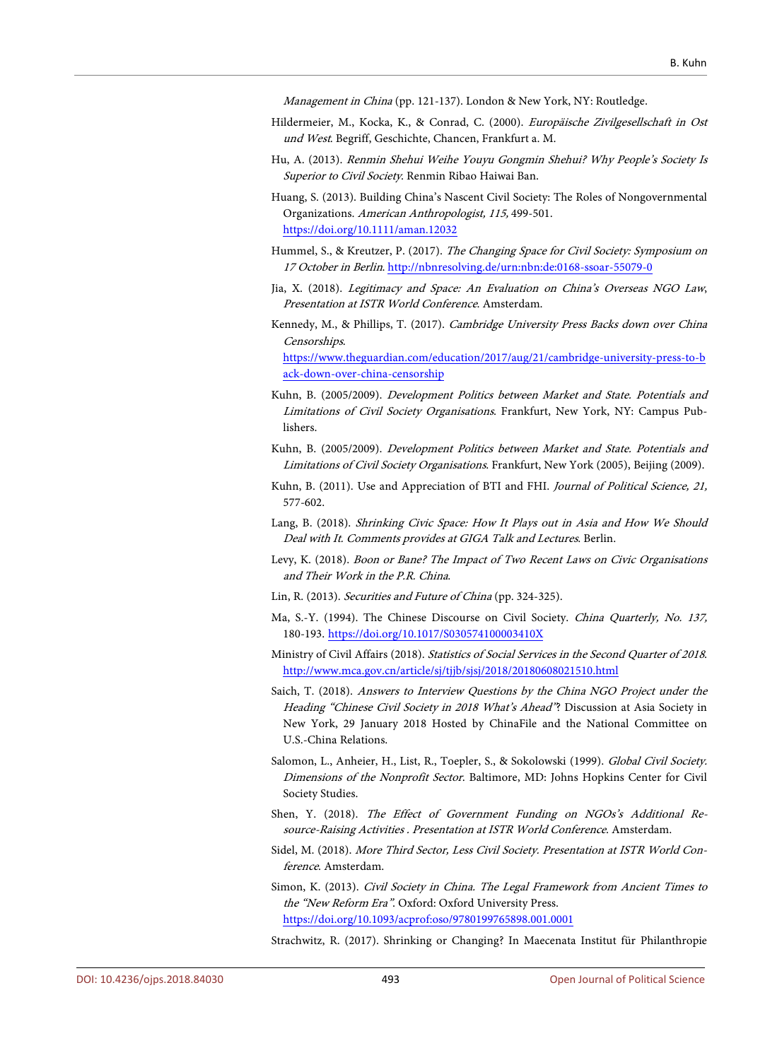*Management in China* (pp. 121-137). London & New York, NY: Routledge.

Hildermeier, M., Kocka, K., & Conrad, C. (2000). *Europäische Zivilgesellschaft in Ost und West*. Begriff, Geschichte, Chancen, Frankfurt a. M.

Hu, A. (2013). *Renmin Shehui Weihe Youyu Gongmin Shehui? Why People's Society Is Superior to Civil Society*. Renmin Ribao Haiwai Ban.

Huang, S. (2013). Building China's Nascent Civil Society: The Roles of Nongovernmental Organizations. *American Anthropologist, 115,* 499-501. https://doi.org/10.1111/aman.12032

Hummel, S., & Kreutzer, P. (2017). *The Changing Space for Civil Society: Symposium on 17 October in Berlin*. http://nbnresolving.de/urn:nbn:de:0168-ssoar-55079-0

Jia, X. (2018). *Legitimacy and Space: An Evaluation on China's Overseas NGO Law*, *Presentation at ISTR World Conference*. Amsterdam.

Kennedy, M., & Phillips, T. (2017). *Cambridge University Press Backs down over China Censorships*. https://www.theguardian.com/education/2017/aug/21/cambridge-university-press-to-back-down-over-china-censorship

Kuhn, B. (2005/2009). *Development Politics between Market and State. Potentials and Limitations of Civil Society Organisations*. Frankfurt, New York, NY: Campus Publishers.

Kuhn, B. (2005/2009). *Development Politics between Market and State. Potentials and Limitations of Civil Society Organisations*. Frankfurt, New York (2005), Beijing (2009).

Kuhn, B. (2011). Use and Appreciation of BTI and FHI. *Journal of Political Science, 21,* 577-602.

Lang, B. (2018). *Shrinking Civic Space: How It Plays out in Asia and How We Should Deal with It. Comments provides at GIGA Talk and Lectures*. Berlin.

Levy, K. (2018). *Boon or Bane? The Impact of Two Recent Laws on Civic Organisations and Their Work in the P.R. China*.

Lin, R. (2013). *Securities and Future of China* (pp. 324-325).

Ma, S.-Y. (1994). The Chinese Discourse on Civil Society. *China Quarterly, No. 137,* 180-193. https://doi.org/10.1017/S030574100003410X

Ministry of Civil Affairs (2018). *Statistics of Social Services in the Second Quarter of 2018*. http://www.mca.gov.cn/article/sj/tjjb/sjsj/2018/20180608021510.html

Saich, T. (2018). *Answers to Interview Questions by the China NGO Project under the Heading "Chinese Civil Society in 2018 What's Ahead"*? Discussion at Asia Society in New York, 29 January 2018 Hosted by ChinaFile and the National Committee on U.S.-China Relations.

Salomon, L., Anheier, H., List, R., Toepler, S., & Sokolowski (1999). *Global Civil Society. Dimensions of the Nonprofit Sector*. Baltimore, MD: Johns Hopkins Center for Civil Society Studies.

Shen, Y. (2018). *The Effect of Government Funding on NGOs's Additional Resource-Raising Activities . Presentation at ISTR World Conference*. Amsterdam.

Sidel, M. (2018). *More Third Sector, Less Civil Society. Presentation at ISTR World Conference*. Amsterdam.

Simon, K. (2013). *Civil Society in China. The Legal Framework from Ancient Times to the "New Reform Era"*. Oxford: Oxford University Press. https://doi.org/10.1093/acprof:oso/9780199765898.001.0001

Strachwitz, R. (2017). Shrinking or Changing? In Maecenata Institut für Philanthropie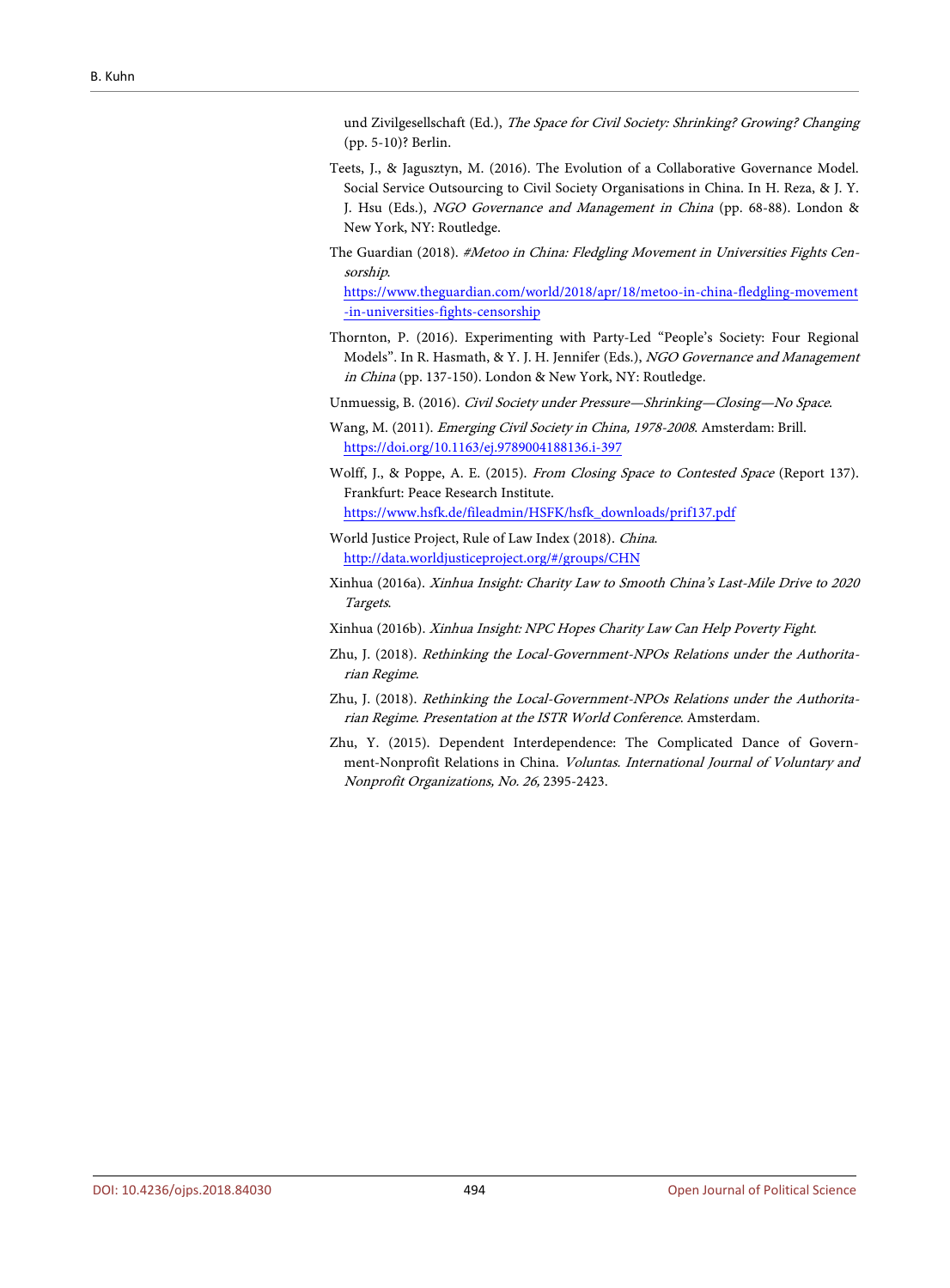und Zivilgesellschaft (Ed.), *The Space for Civil Society: Shrinking? Growing? Changing* (pp. 5-10)? Berlin.

Teets, J., & Jagusztyn, M. (2016). The Evolution of a Collaborative Governance Model. Social Service Outsourcing to Civil Society Organisations in China. In H. Reza, & J. Y. J. Hsu (Eds.), *NGO Governance and Management in China* (pp. 68-88). London & New York, NY: Routledge.

The Guardian (2018). *#Metoo in China: Fledgling Movement in Universities Fights Censorship*. https://www.theguardian.com/world/2018/apr/18/metoo-in-china-fledgling-movement-in-universities-fights-censorship

Thornton, P. (2016). Experimenting with Party-Led "People's Society: Four Regional Models". In R. Hasmath, & Y. J. H. Jennifer (Eds.), *NGO Governance and Management in China* (pp. 137-150). London & New York, NY: Routledge.

Unmuessig, B. (2016). *Civil Society under Pressure—Shrinking—Closing—No Space*.

Wang, M. (2011). *Emerging Civil Society in China, 1978-2008*. Amsterdam: Brill. https://doi.org/10.1163/ej.9789004188136.i-397

Wolff, J., & Poppe, A. E. (2015). *From Closing Space to Contested Space* (Report 137). Frankfurt: Peace Research Institute. https://www.hsfk.de/fileadmin/HSFK/hsfk_downloads/prif137.pdf

World Justice Project, Rule of Law Index (2018). *China*. http://data.worldjusticeproject.org/#/groups/CHN

Xinhua (2016a). *Xinhua Insight: Charity Law to Smooth China's Last-Mile Drive to 2020 Targets*.

Xinhua (2016b). *Xinhua Insight: NPC Hopes Charity Law Can Help Poverty Fight*.

Zhu, J. (2018). *Rethinking the Local-Government-NPOs Relations under the Authoritarian Regime*.

Zhu, J. (2018). *Rethinking the Local-Government-NPOs Relations under the Authoritarian Regime. Presentation at the ISTR World Conference*. Amsterdam.

Zhu, Y. (2015). Dependent Interdependence: The Complicated Dance of Government-Nonprofit Relations in China. *Voluntas. International Journal of Voluntary and Nonprofit Organizations, No. 26,* 2395-2423.